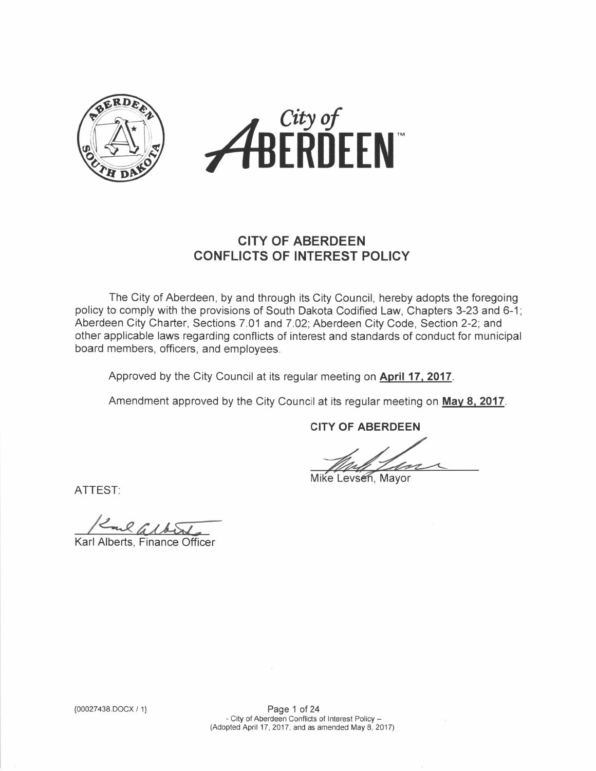# CITY OF ABERDEEN
# CONFLICTS OF INTEREST POLICY

The City of Aberdeen, by and through its City Council, hereby adopts the foregoing policy to comply with the provisions of South Dakota Codified Law, Chapters 3-23 and 6-1; Aberdeen City Charter, Sections 7.01 and 7.02; Aberdeen City Code, Section 2-2; and other applicable laws regarding conflicts of interest and standards of conduct for municipal board members, officers, and employees.

Approved by the City Council at its regular meeting on **April 17, 2017**.

Amendment approved by the City Council at its regular meeting on **May 8, 2017**.

**CITY OF ABERDEEN**

Mike Levsen, Mayor

ATTEST:

Karl Alberts, Finance Officer

{00027438.DOCX / 1}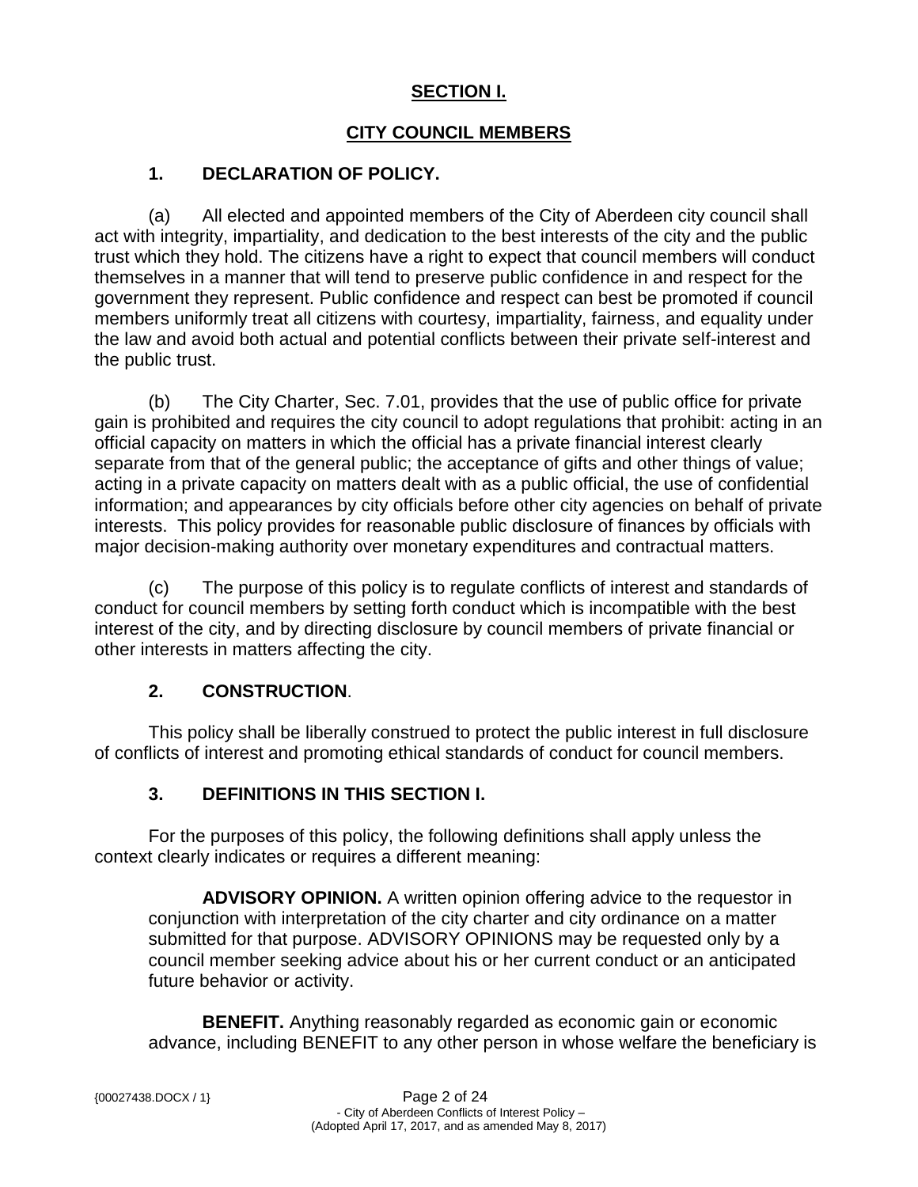## SECTION I.

## CITY COUNCIL MEMBERS

### 1. DECLARATION OF POLICY.

(a) All elected and appointed members of the City of Aberdeen city council shall act with integrity, impartiality, and dedication to the best interests of the city and the public trust which they hold. The citizens have a right to expect that council members will conduct themselves in a manner that will tend to preserve public confidence in and respect for the government they represent. Public confidence and respect can best be promoted if council members uniformly treat all citizens with courtesy, impartiality, fairness, and equality under the law and avoid both actual and potential conflicts between their private self-interest and the public trust.

(b) The City Charter, Sec. 7.01, provides that the use of public office for private gain is prohibited and requires the city council to adopt regulations that prohibit: acting in an official capacity on matters in which the official has a private financial interest clearly separate from that of the general public; the acceptance of gifts and other things of value; acting in a private capacity on matters dealt with as a public official, the use of confidential information; and appearances by city officials before other city agencies on behalf of private interests. This policy provides for reasonable public disclosure of finances by officials with major decision-making authority over monetary expenditures and contractual matters.

(c) The purpose of this policy is to regulate conflicts of interest and standards of conduct for council members by setting forth conduct which is incompatible with the best interest of the city, and by directing disclosure by council members of private financial or other interests in matters affecting the city.

### 2. CONSTRUCTION.

This policy shall be liberally construed to protect the public interest in full disclosure of conflicts of interest and promoting ethical standards of conduct for council members.

### 3. DEFINITIONS IN THIS SECTION I.

For the purposes of this policy, the following definitions shall apply unless the context clearly indicates or requires a different meaning:

**ADVISORY OPINION.** A written opinion offering advice to the requestor in conjunction with interpretation of the city charter and city ordinance on a matter submitted for that purpose. ADVISORY OPINIONS may be requested only by a council member seeking advice about his or her current conduct or an anticipated future behavior or activity.

**BENEFIT.** Anything reasonably regarded as economic gain or economic advance, including BENEFIT to any other person in whose welfare the beneficiary is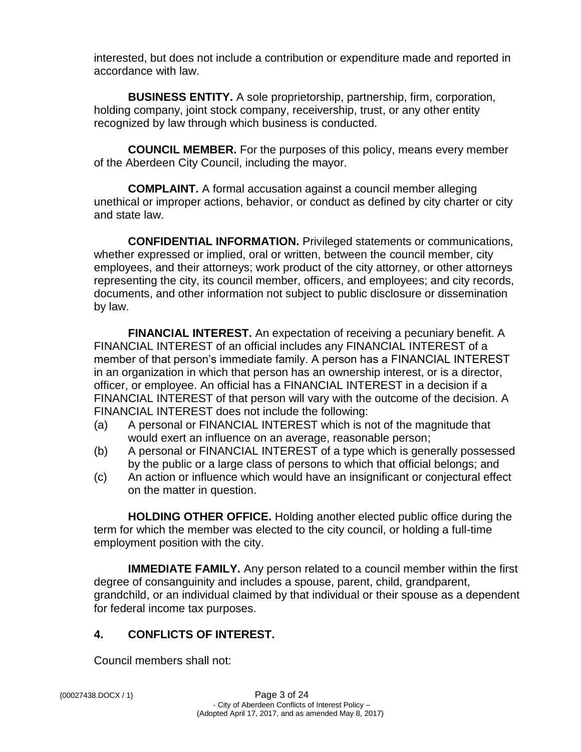interested, but does not include a contribution or expenditure made and reported in accordance with law.

**BUSINESS ENTITY.** A sole proprietorship, partnership, firm, corporation, holding company, joint stock company, receivership, trust, or any other entity recognized by law through which business is conducted.

**COUNCIL MEMBER.** For the purposes of this policy, means every member of the Aberdeen City Council, including the mayor.

**COMPLAINT.** A formal accusation against a council member alleging unethical or improper actions, behavior, or conduct as defined by city charter or city and state law.

**CONFIDENTIAL INFORMATION.** Privileged statements or communications, whether expressed or implied, oral or written, between the council member, city employees, and their attorneys; work product of the city attorney, or other attorneys representing the city, its council member, officers, and employees; and city records, documents, and other information not subject to public disclosure or dissemination by law.

**FINANCIAL INTEREST.** An expectation of receiving a pecuniary benefit. A FINANCIAL INTEREST of an official includes any FINANCIAL INTEREST of a member of that person's immediate family. A person has a FINANCIAL INTEREST in an organization in which that person has an ownership interest, or is a director, officer, or employee. An official has a FINANCIAL INTEREST in a decision if a FINANCIAL INTEREST of that person will vary with the outcome of the decision. A FINANCIAL INTEREST does not include the following:

(a) A personal or FINANCIAL INTEREST which is not of the magnitude that would exert an influence on an average, reasonable person;
(b) A personal or FINANCIAL INTEREST of a type which is generally possessed by the public or a large class of persons to which that official belongs; and
(c) An action or influence which would have an insignificant or conjectural effect on the matter in question.

**HOLDING OTHER OFFICE.** Holding another elected public office during the term for which the member was elected to the city council, or holding a full-time employment position with the city.

**IMMEDIATE FAMILY.** Any person related to a council member within the first degree of consanguinity and includes a spouse, parent, child, grandparent, grandchild, or an individual claimed by that individual or their spouse as a dependent for federal income tax purposes.

## 4. CONFLICTS OF INTEREST.

Council members shall not: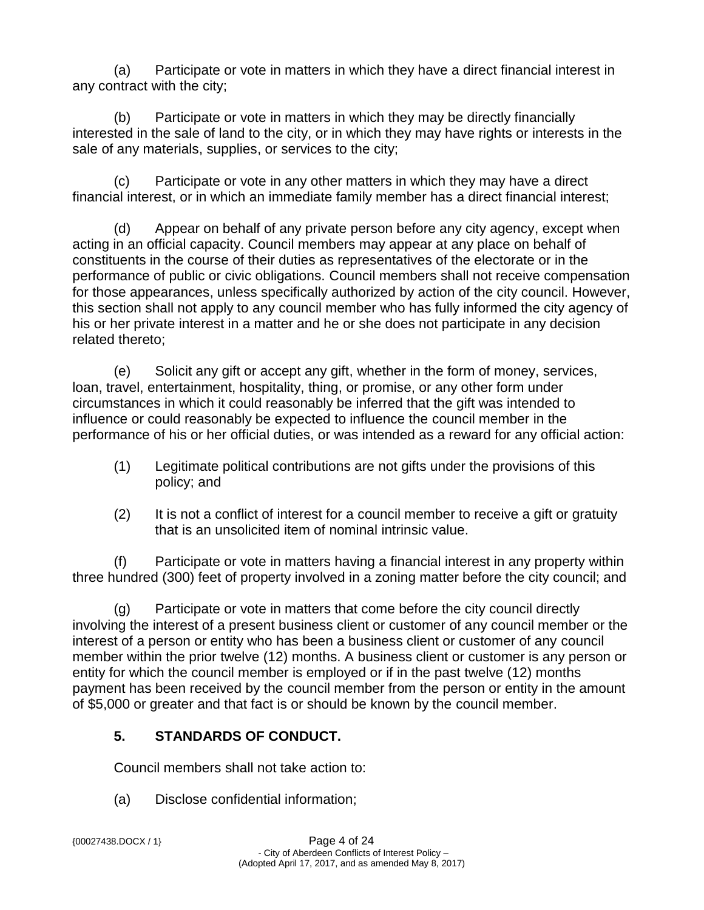(a) Participate or vote in matters in which they have a direct financial interest in any contract with the city;

(b) Participate or vote in matters in which they may be directly financially interested in the sale of land to the city, or in which they may have rights or interests in the sale of any materials, supplies, or services to the city;

(c) Participate or vote in any other matters in which they may have a direct financial interest, or in which an immediate family member has a direct financial interest;

(d) Appear on behalf of any private person before any city agency, except when acting in an official capacity. Council members may appear at any place on behalf of constituents in the course of their duties as representatives of the electorate or in the performance of public or civic obligations. Council members shall not receive compensation for those appearances, unless specifically authorized by action of the city council. However, this section shall not apply to any council member who has fully informed the city agency of his or her private interest in a matter and he or she does not participate in any decision related thereto;

(e) Solicit any gift or accept any gift, whether in the form of money, services, loan, travel, entertainment, hospitality, thing, or promise, or any other form under circumstances in which it could reasonably be inferred that the gift was intended to influence or could reasonably be expected to influence the council member in the performance of his or her official duties, or was intended as a reward for any official action:

> (1) Legitimate political contributions are not gifts under the provisions of this policy; and
>
> (2) It is not a conflict of interest for a council member to receive a gift or gratuity that is an unsolicited item of nominal intrinsic value.

(f) Participate or vote in matters having a financial interest in any property within three hundred (300) feet of property involved in a zoning matter before the city council; and

(g) Participate or vote in matters that come before the city council directly involving the interest of a present business client or customer of any council member or the interest of a person or entity who has been a business client or customer of any council member within the prior twelve (12) months. A business client or customer is any person or entity for which the council member is employed or if in the past twelve (12) months payment has been received by the council member from the person or entity in the amount of $5,000 or greater and that fact is or should be known by the council member.

## 5. STANDARDS OF CONDUCT.

Council members shall not take action to:

(a) Disclose confidential information;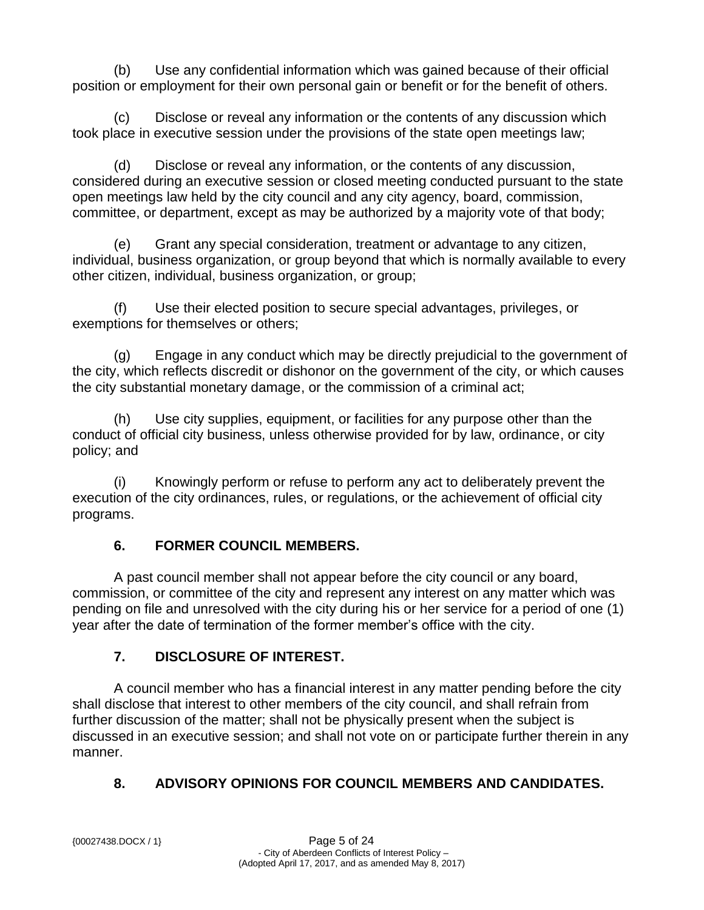(b) Use any confidential information which was gained because of their official position or employment for their own personal gain or benefit or for the benefit of others.

(c) Disclose or reveal any information or the contents of any discussion which took place in executive session under the provisions of the state open meetings law;

(d) Disclose or reveal any information, or the contents of any discussion, considered during an executive session or closed meeting conducted pursuant to the state open meetings law held by the city council and any city agency, board, commission, committee, or department, except as may be authorized by a majority vote of that body;

(e) Grant any special consideration, treatment or advantage to any citizen, individual, business organization, or group beyond that which is normally available to every other citizen, individual, business organization, or group;

(f) Use their elected position to secure special advantages, privileges, or exemptions for themselves or others;

(g) Engage in any conduct which may be directly prejudicial to the government of the city, which reflects discredit or dishonor on the government of the city, or which causes the city substantial monetary damage, or the commission of a criminal act;

(h) Use city supplies, equipment, or facilities for any purpose other than the conduct of official city business, unless otherwise provided for by law, ordinance, or city policy; and

(i) Knowingly perform or refuse to perform any act to deliberately prevent the execution of the city ordinances, rules, or regulations, or the achievement of official city programs.

## 6. FORMER COUNCIL MEMBERS.

A past council member shall not appear before the city council or any board, commission, or committee of the city and represent any interest on any matter which was pending on file and unresolved with the city during his or her service for a period of one (1) year after the date of termination of the former member's office with the city.

## 7. DISCLOSURE OF INTEREST.

A council member who has a financial interest in any matter pending before the city shall disclose that interest to other members of the city council, and shall refrain from further discussion of the matter; shall not be physically present when the subject is discussed in an executive session; and shall not vote on or participate further therein in any manner.

## 8. ADVISORY OPINIONS FOR COUNCIL MEMBERS AND CANDIDATES.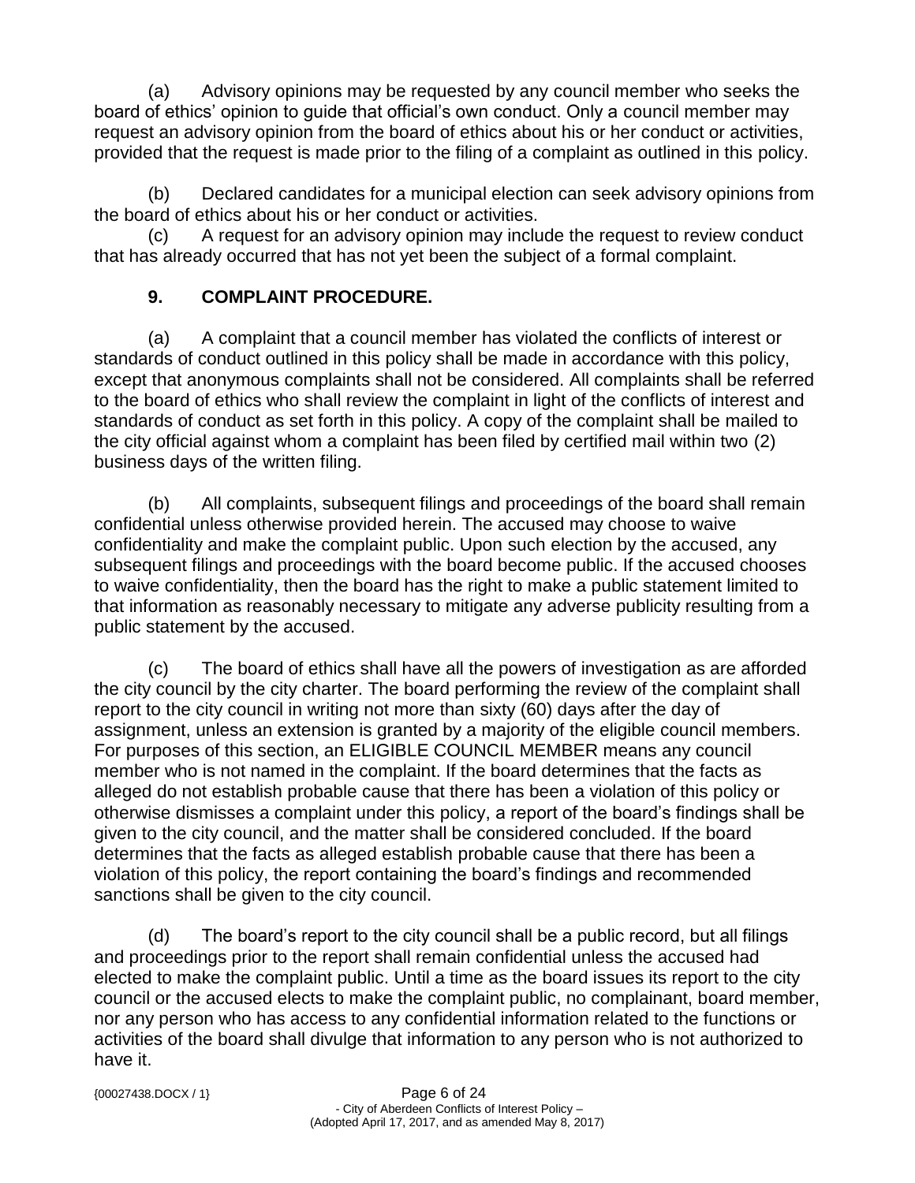(a) Advisory opinions may be requested by any council member who seeks the board of ethics' opinion to guide that official's own conduct. Only a council member may request an advisory opinion from the board of ethics about his or her conduct or activities, provided that the request is made prior to the filing of a complaint as outlined in this policy.

(b) Declared candidates for a municipal election can seek advisory opinions from the board of ethics about his or her conduct or activities.

(c) A request for an advisory opinion may include the request to review conduct that has already occurred that has not yet been the subject of a formal complaint.

## 9. COMPLAINT PROCEDURE.

(a) A complaint that a council member has violated the conflicts of interest or standards of conduct outlined in this policy shall be made in accordance with this policy, except that anonymous complaints shall not be considered. All complaints shall be referred to the board of ethics who shall review the complaint in light of the conflicts of interest and standards of conduct as set forth in this policy. A copy of the complaint shall be mailed to the city official against whom a complaint has been filed by certified mail within two (2) business days of the written filing.

(b) All complaints, subsequent filings and proceedings of the board shall remain confidential unless otherwise provided herein. The accused may choose to waive confidentiality and make the complaint public. Upon such election by the accused, any subsequent filings and proceedings with the board become public. If the accused chooses to waive confidentiality, then the board has the right to make a public statement limited to that information as reasonably necessary to mitigate any adverse publicity resulting from a public statement by the accused.

(c) The board of ethics shall have all the powers of investigation as are afforded the city council by the city charter. The board performing the review of the complaint shall report to the city council in writing not more than sixty (60) days after the day of assignment, unless an extension is granted by a majority of the eligible council members. For purposes of this section, an ELIGIBLE COUNCIL MEMBER means any council member who is not named in the complaint. If the board determines that the facts as alleged do not establish probable cause that there has been a violation of this policy or otherwise dismisses a complaint under this policy, a report of the board's findings shall be given to the city council, and the matter shall be considered concluded. If the board determines that the facts as alleged establish probable cause that there has been a violation of this policy, the report containing the board's findings and recommended sanctions shall be given to the city council.

(d) The board's report to the city council shall be a public record, but all filings and proceedings prior to the report shall remain confidential unless the accused had elected to make the complaint public. Until a time as the board issues its report to the city council or the accused elects to make the complaint public, no complainant, board member, nor any person who has access to any confidential information related to the functions or activities of the board shall divulge that information to any person who is not authorized to have it.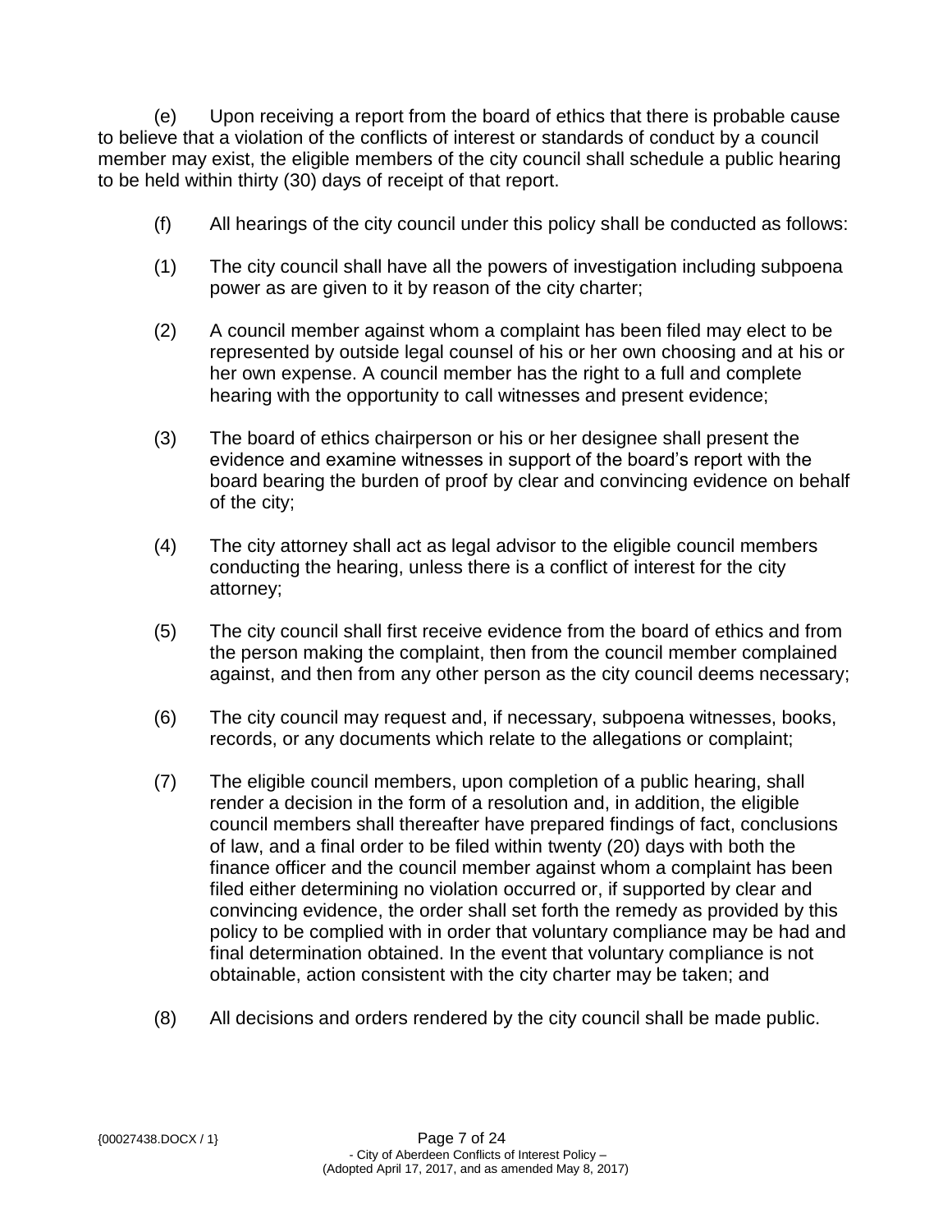(e) Upon receiving a report from the board of ethics that there is probable cause to believe that a violation of the conflicts of interest or standards of conduct by a council member may exist, the eligible members of the city council shall schedule a public hearing to be held within thirty (30) days of receipt of that report.

(f) All hearings of the city council under this policy shall be conducted as follows:

(1) The city council shall have all the powers of investigation including subpoena power as are given to it by reason of the city charter;

(2) A council member against whom a complaint has been filed may elect to be represented by outside legal counsel of his or her own choosing and at his or her own expense. A council member has the right to a full and complete hearing with the opportunity to call witnesses and present evidence;

(3) The board of ethics chairperson or his or her designee shall present the evidence and examine witnesses in support of the board's report with the board bearing the burden of proof by clear and convincing evidence on behalf of the city;

(4) The city attorney shall act as legal advisor to the eligible council members conducting the hearing, unless there is a conflict of interest for the city attorney;

(5) The city council shall first receive evidence from the board of ethics and from the person making the complaint, then from the council member complained against, and then from any other person as the city council deems necessary;

(6) The city council may request and, if necessary, subpoena witnesses, books, records, or any documents which relate to the allegations or complaint;

(7) The eligible council members, upon completion of a public hearing, shall render a decision in the form of a resolution and, in addition, the eligible council members shall thereafter have prepared findings of fact, conclusions of law, and a final order to be filed within twenty (20) days with both the finance officer and the council member against whom a complaint has been filed either determining no violation occurred or, if supported by clear and convincing evidence, the order shall set forth the remedy as provided by this policy to be complied with in order that voluntary compliance may be had and final determination obtained. In the event that voluntary compliance is not obtainable, action consistent with the city charter may be taken; and

(8) All decisions and orders rendered by the city council shall be made public.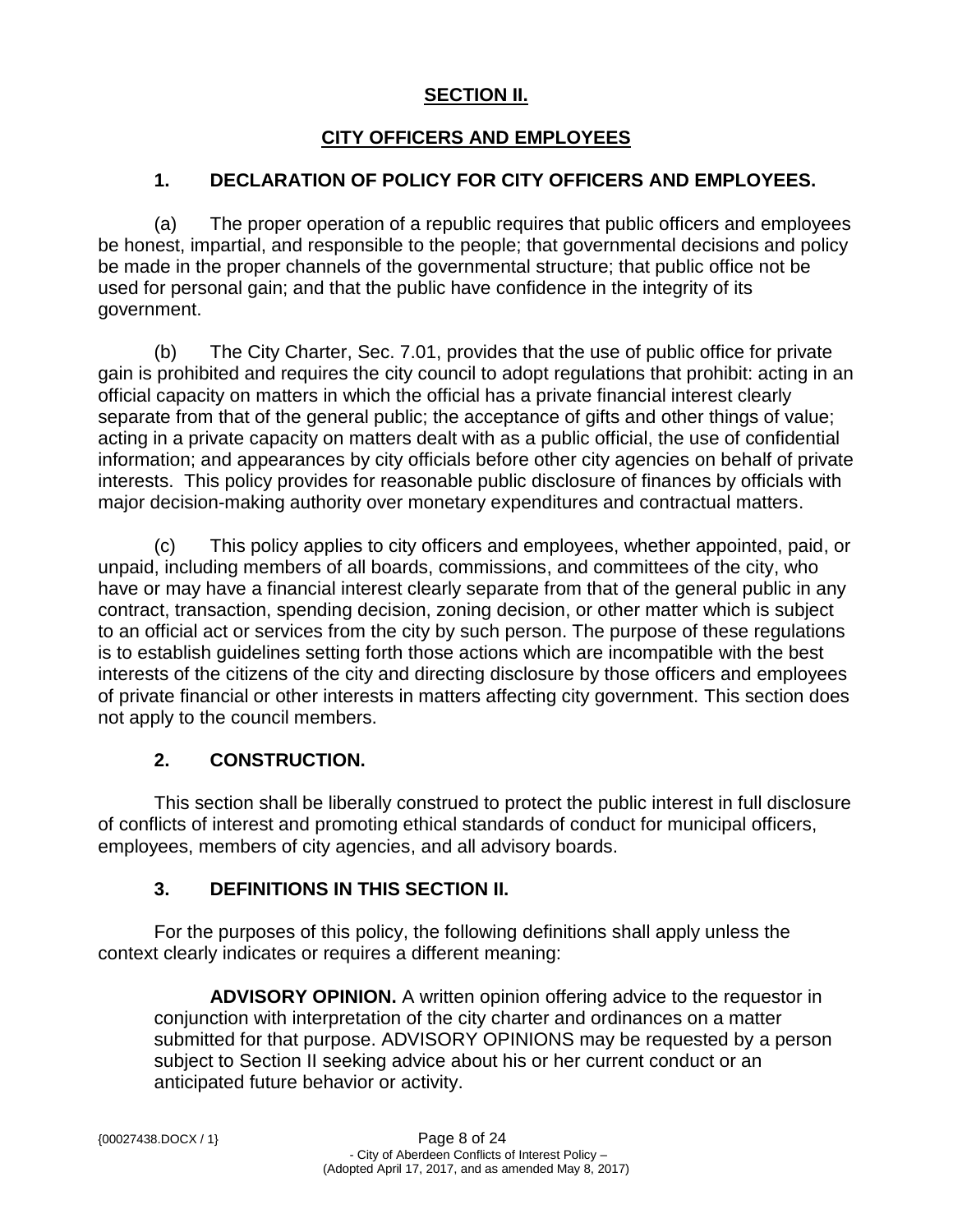## SECTION II.

## CITY OFFICERS AND EMPLOYEES

### 1. DECLARATION OF POLICY FOR CITY OFFICERS AND EMPLOYEES.

(a) The proper operation of a republic requires that public officers and employees be honest, impartial, and responsible to the people; that governmental decisions and policy be made in the proper channels of the governmental structure; that public office not be used for personal gain; and that the public have confidence in the integrity of its government.

(b) The City Charter, Sec. 7.01, provides that the use of public office for private gain is prohibited and requires the city council to adopt regulations that prohibit: acting in an official capacity on matters in which the official has a private financial interest clearly separate from that of the general public; the acceptance of gifts and other things of value; acting in a private capacity on matters dealt with as a public official, the use of confidential information; and appearances by city officials before other city agencies on behalf of private interests. This policy provides for reasonable public disclosure of finances by officials with major decision-making authority over monetary expenditures and contractual matters.

(c) This policy applies to city officers and employees, whether appointed, paid, or unpaid, including members of all boards, commissions, and committees of the city, who have or may have a financial interest clearly separate from that of the general public in any contract, transaction, spending decision, zoning decision, or other matter which is subject to an official act or services from the city by such person. The purpose of these regulations is to establish guidelines setting forth those actions which are incompatible with the best interests of the citizens of the city and directing disclosure by those officers and employees of private financial or other interests in matters affecting city government. This section does not apply to the council members.

### 2. CONSTRUCTION.

This section shall be liberally construed to protect the public interest in full disclosure of conflicts of interest and promoting ethical standards of conduct for municipal officers, employees, members of city agencies, and all advisory boards.

### 3. DEFINITIONS IN THIS SECTION II.

For the purposes of this policy, the following definitions shall apply unless the context clearly indicates or requires a different meaning:

**ADVISORY OPINION.** A written opinion offering advice to the requestor in conjunction with interpretation of the city charter and ordinances on a matter submitted for that purpose. ADVISORY OPINIONS may be requested by a person subject to Section II seeking advice about his or her current conduct or an anticipated future behavior or activity.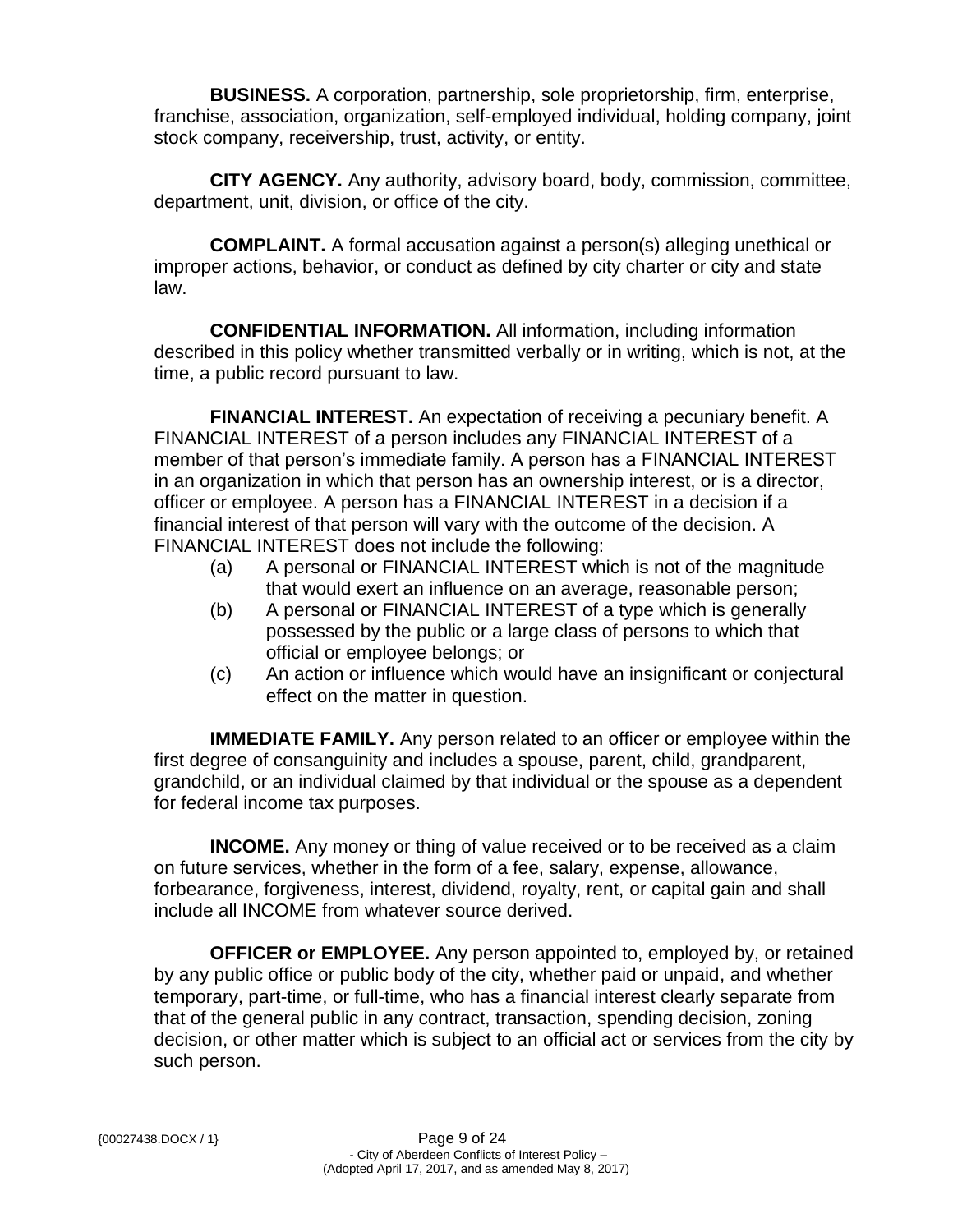**BUSINESS.** A corporation, partnership, sole proprietorship, firm, enterprise, franchise, association, organization, self-employed individual, holding company, joint stock company, receivership, trust, activity, or entity.

**CITY AGENCY.** Any authority, advisory board, body, commission, committee, department, unit, division, or office of the city.

**COMPLAINT.** A formal accusation against a person(s) alleging unethical or improper actions, behavior, or conduct as defined by city charter or city and state law.

**CONFIDENTIAL INFORMATION.** All information, including information described in this policy whether transmitted verbally or in writing, which is not, at the time, a public record pursuant to law.

**FINANCIAL INTEREST.** An expectation of receiving a pecuniary benefit. A FINANCIAL INTEREST of a person includes any FINANCIAL INTEREST of a member of that person's immediate family. A person has a FINANCIAL INTEREST in an organization in which that person has an ownership interest, or is a director, officer or employee. A person has a FINANCIAL INTEREST in a decision if a financial interest of that person will vary with the outcome of the decision. A FINANCIAL INTEREST does not include the following:

(a) A personal or FINANCIAL INTEREST which is not of the magnitude that would exert an influence on an average, reasonable person;

(b) A personal or FINANCIAL INTEREST of a type which is generally possessed by the public or a large class of persons to which that official or employee belongs; or

(c) An action or influence which would have an insignificant or conjectural effect on the matter in question.

**IMMEDIATE FAMILY.** Any person related to an officer or employee within the first degree of consanguinity and includes a spouse, parent, child, grandparent, grandchild, or an individual claimed by that individual or the spouse as a dependent for federal income tax purposes.

**INCOME.** Any money or thing of value received or to be received as a claim on future services, whether in the form of a fee, salary, expense, allowance, forbearance, forgiveness, interest, dividend, royalty, rent, or capital gain and shall include all INCOME from whatever source derived.

**OFFICER or EMPLOYEE.** Any person appointed to, employed by, or retained by any public office or public body of the city, whether paid or unpaid, and whether temporary, part-time, or full-time, who has a financial interest clearly separate from that of the general public in any contract, transaction, spending decision, zoning decision, or other matter which is subject to an official act or services from the city by such person.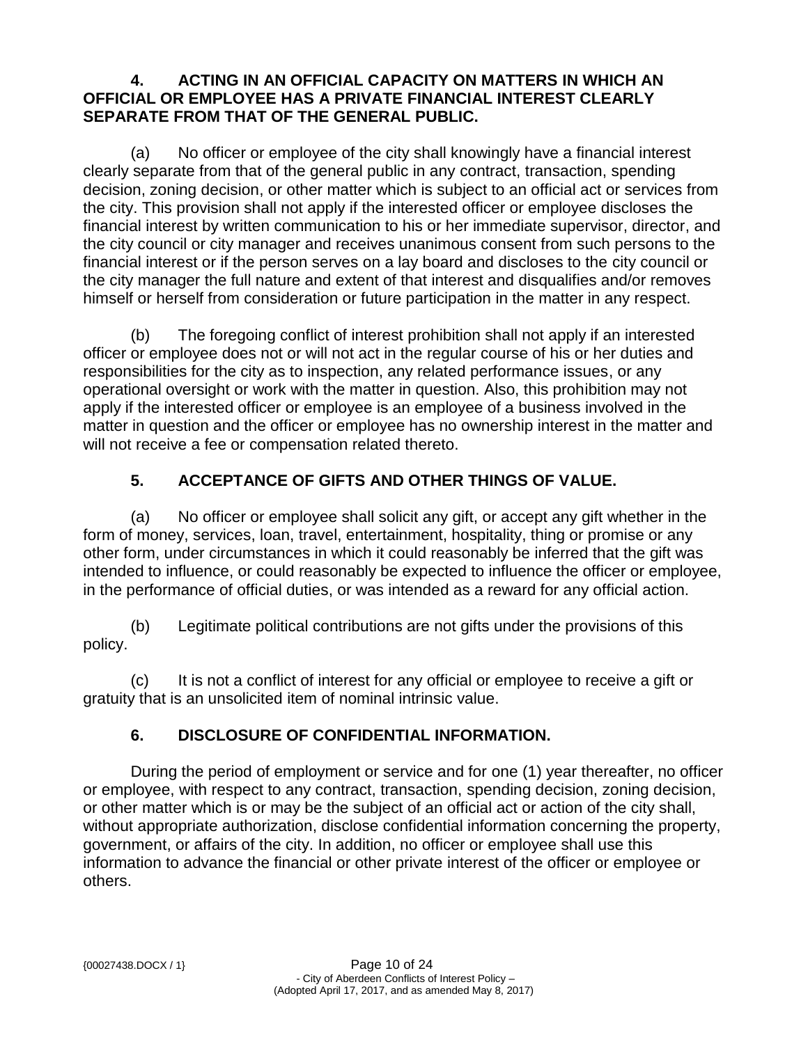## 4. ACTING IN AN OFFICIAL CAPACITY ON MATTERS IN WHICH AN OFFICIAL OR EMPLOYEE HAS A PRIVATE FINANCIAL INTEREST CLEARLY SEPARATE FROM THAT OF THE GENERAL PUBLIC.

(a) No officer or employee of the city shall knowingly have a financial interest clearly separate from that of the general public in any contract, transaction, spending decision, zoning decision, or other matter which is subject to an official act or services from the city. This provision shall not apply if the interested officer or employee discloses the financial interest by written communication to his or her immediate supervisor, director, and the city council or city manager and receives unanimous consent from such persons to the financial interest or if the person serves on a lay board and discloses to the city council or the city manager the full nature and extent of that interest and disqualifies and/or removes himself or herself from consideration or future participation in the matter in any respect.

(b) The foregoing conflict of interest prohibition shall not apply if an interested officer or employee does not or will not act in the regular course of his or her duties and responsibilities for the city as to inspection, any related performance issues, or any operational oversight or work with the matter in question. Also, this prohibition may not apply if the interested officer or employee is an employee of a business involved in the matter in question and the officer or employee has no ownership interest in the matter and will not receive a fee or compensation related thereto.

## 5. ACCEPTANCE OF GIFTS AND OTHER THINGS OF VALUE.

(a) No officer or employee shall solicit any gift, or accept any gift whether in the form of money, services, loan, travel, entertainment, hospitality, thing or promise or any other form, under circumstances in which it could reasonably be inferred that the gift was intended to influence, or could reasonably be expected to influence the officer or employee, in the performance of official duties, or was intended as a reward for any official action.

(b) Legitimate political contributions are not gifts under the provisions of this policy.

(c) It is not a conflict of interest for any official or employee to receive a gift or gratuity that is an unsolicited item of nominal intrinsic value.

## 6. DISCLOSURE OF CONFIDENTIAL INFORMATION.

During the period of employment or service and for one (1) year thereafter, no officer or employee, with respect to any contract, transaction, spending decision, zoning decision, or other matter which is or may be the subject of an official act or action of the city shall, without appropriate authorization, disclose confidential information concerning the property, government, or affairs of the city. In addition, no officer or employee shall use this information to advance the financial or other private interest of the officer or employee or others.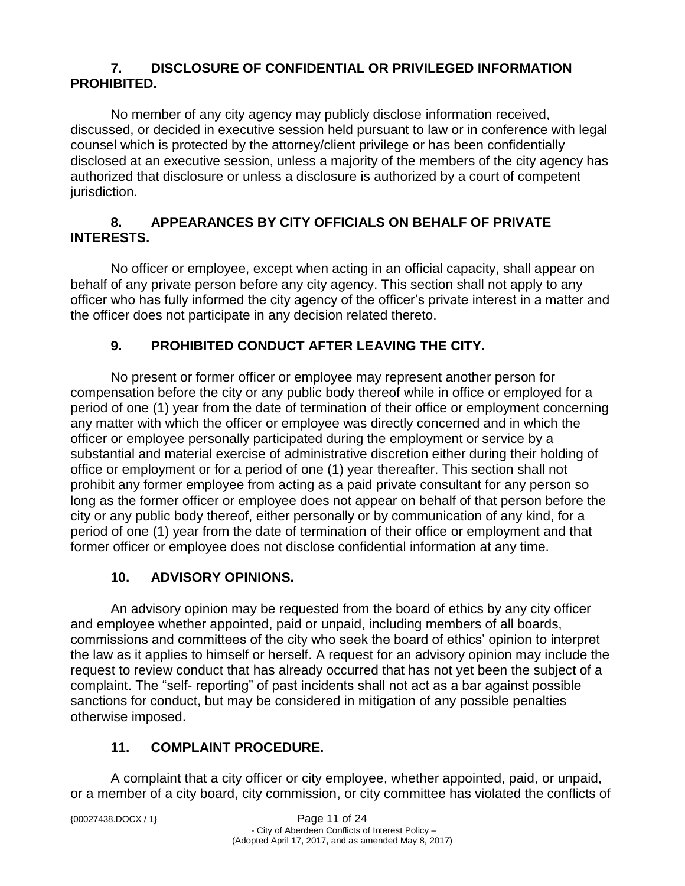## 7. DISCLOSURE OF CONFIDENTIAL OR PRIVILEGED INFORMATION PROHIBITED.

No member of any city agency may publicly disclose information received, discussed, or decided in executive session held pursuant to law or in conference with legal counsel which is protected by the attorney/client privilege or has been confidentially disclosed at an executive session, unless a majority of the members of the city agency has authorized that disclosure or unless a disclosure is authorized by a court of competent jurisdiction.

## 8. APPEARANCES BY CITY OFFICIALS ON BEHALF OF PRIVATE INTERESTS.

No officer or employee, except when acting in an official capacity, shall appear on behalf of any private person before any city agency. This section shall not apply to any officer who has fully informed the city agency of the officer's private interest in a matter and the officer does not participate in any decision related thereto.

## 9. PROHIBITED CONDUCT AFTER LEAVING THE CITY.

No present or former officer or employee may represent another person for compensation before the city or any public body thereof while in office or employed for a period of one (1) year from the date of termination of their office or employment concerning any matter with which the officer or employee was directly concerned and in which the officer or employee personally participated during the employment or service by a substantial and material exercise of administrative discretion either during their holding of office or employment or for a period of one (1) year thereafter. This section shall not prohibit any former employee from acting as a paid private consultant for any person so long as the former officer or employee does not appear on behalf of that person before the city or any public body thereof, either personally or by communication of any kind, for a period of one (1) year from the date of termination of their office or employment and that former officer or employee does not disclose confidential information at any time.

## 10. ADVISORY OPINIONS.

An advisory opinion may be requested from the board of ethics by any city officer and employee whether appointed, paid or unpaid, including members of all boards, commissions and committees of the city who seek the board of ethics' opinion to interpret the law as it applies to himself or herself. A request for an advisory opinion may include the request to review conduct that has already occurred that has not yet been the subject of a complaint. The "self- reporting" of past incidents shall not act as a bar against possible sanctions for conduct, but may be considered in mitigation of any possible penalties otherwise imposed.

## 11. COMPLAINT PROCEDURE.

A complaint that a city officer or city employee, whether appointed, paid, or unpaid, or a member of a city board, city commission, or city committee has violated the conflicts of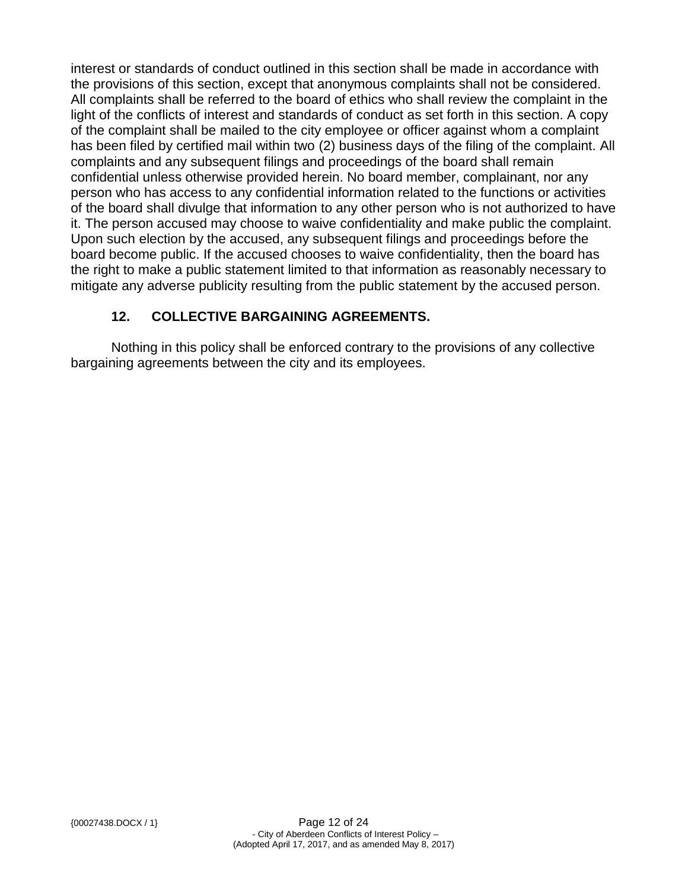interest or standards of conduct outlined in this section shall be made in accordance with the provisions of this section, except that anonymous complaints shall not be considered. All complaints shall be referred to the board of ethics who shall review the complaint in the light of the conflicts of interest and standards of conduct as set forth in this section. A copy of the complaint shall be mailed to the city employee or officer against whom a complaint has been filed by certified mail within two (2) business days of the filing of the complaint. All complaints and any subsequent filings and proceedings of the board shall remain confidential unless otherwise provided herein. No board member, complainant, nor any person who has access to any confidential information related to the functions or activities of the board shall divulge that information to any other person who is not authorized to have it. The person accused may choose to waive confidentiality and make public the complaint. Upon such election by the accused, any subsequent filings and proceedings before the board become public. If the accused chooses to waive confidentiality, then the board has the right to make a public statement limited to that information as reasonably necessary to mitigate any adverse publicity resulting from the public statement by the accused person.

## 12. COLLECTIVE BARGAINING AGREEMENTS.

Nothing in this policy shall be enforced contrary to the provisions of any collective bargaining agreements between the city and its employees.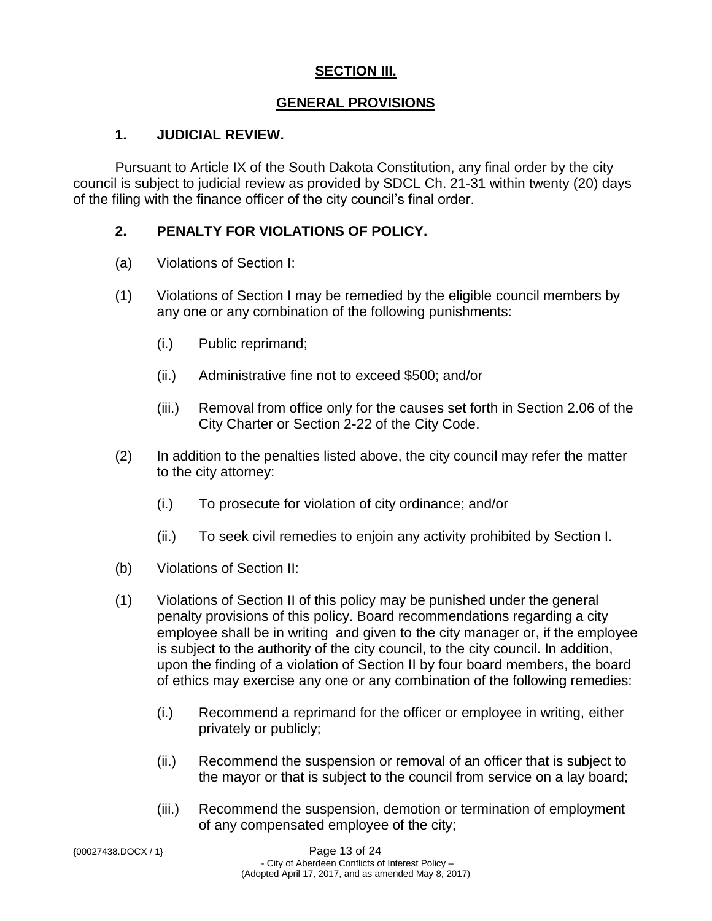## SECTION III.

## GENERAL PROVISIONS

### 1. JUDICIAL REVIEW.

Pursuant to Article IX of the South Dakota Constitution, any final order by the city council is subject to judicial review as provided by SDCL Ch. 21-31 within twenty (20) days of the filing with the finance officer of the city council's final order.

### 2. PENALTY FOR VIOLATIONS OF POLICY.

(a) Violations of Section I:

(1) Violations of Section I may be remedied by the eligible council members by any one or any combination of the following punishments:

- (i.) Public reprimand;
- (ii.) Administrative fine not to exceed $500; and/or
- (iii.) Removal from office only for the causes set forth in Section 2.06 of the City Charter or Section 2-22 of the City Code.

(2) In addition to the penalties listed above, the city council may refer the matter to the city attorney:

- (i.) To prosecute for violation of city ordinance; and/or
- (ii.) To seek civil remedies to enjoin any activity prohibited by Section I.

(b) Violations of Section II:

(1) Violations of Section II of this policy may be punished under the general penalty provisions of this policy. Board recommendations regarding a city employee shall be in writing and given to the city manager or, if the employee is subject to the authority of the city council, to the city council. In addition, upon the finding of a violation of Section II by four board members, the board of ethics may exercise any one or any combination of the following remedies:

- (i.) Recommend a reprimand for the officer or employee in writing, either privately or publicly;
- (ii.) Recommend the suspension or removal of an officer that is subject to the mayor or that is subject to the council from service on a lay board;
- (iii.) Recommend the suspension, demotion or termination of employment of any compensated employee of the city;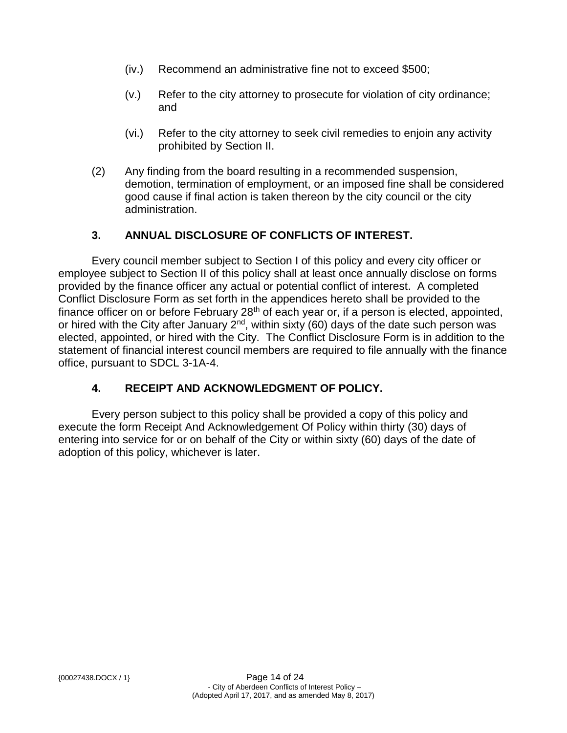(iv.) Recommend an administrative fine not to exceed $500;

(v.) Refer to the city attorney to prosecute for violation of city ordinance; and

(vi.) Refer to the city attorney to seek civil remedies to enjoin any activity prohibited by Section II.

(2) Any finding from the board resulting in a recommended suspension, demotion, termination of employment, or an imposed fine shall be considered good cause if final action is taken thereon by the city council or the city administration.

### 3. ANNUAL DISCLOSURE OF CONFLICTS OF INTEREST.

Every council member subject to Section I of this policy and every city officer or employee subject to Section II of this policy shall at least once annually disclose on forms provided by the finance officer any actual or potential conflict of interest. A completed Conflict Disclosure Form as set forth in the appendices hereto shall be provided to the finance officer on or before February 28th of each year or, if a person is elected, appointed, or hired with the City after January 2nd, within sixty (60) days of the date such person was elected, appointed, or hired with the City. The Conflict Disclosure Form is in addition to the statement of financial interest council members are required to file annually with the finance office, pursuant to SDCL 3-1A-4.

### 4. RECEIPT AND ACKNOWLEDGMENT OF POLICY.

Every person subject to this policy shall be provided a copy of this policy and execute the form Receipt And Acknowledgement Of Policy within thirty (30) days of entering into service for or on behalf of the City or within sixty (60) days of the date of adoption of this policy, whichever is later.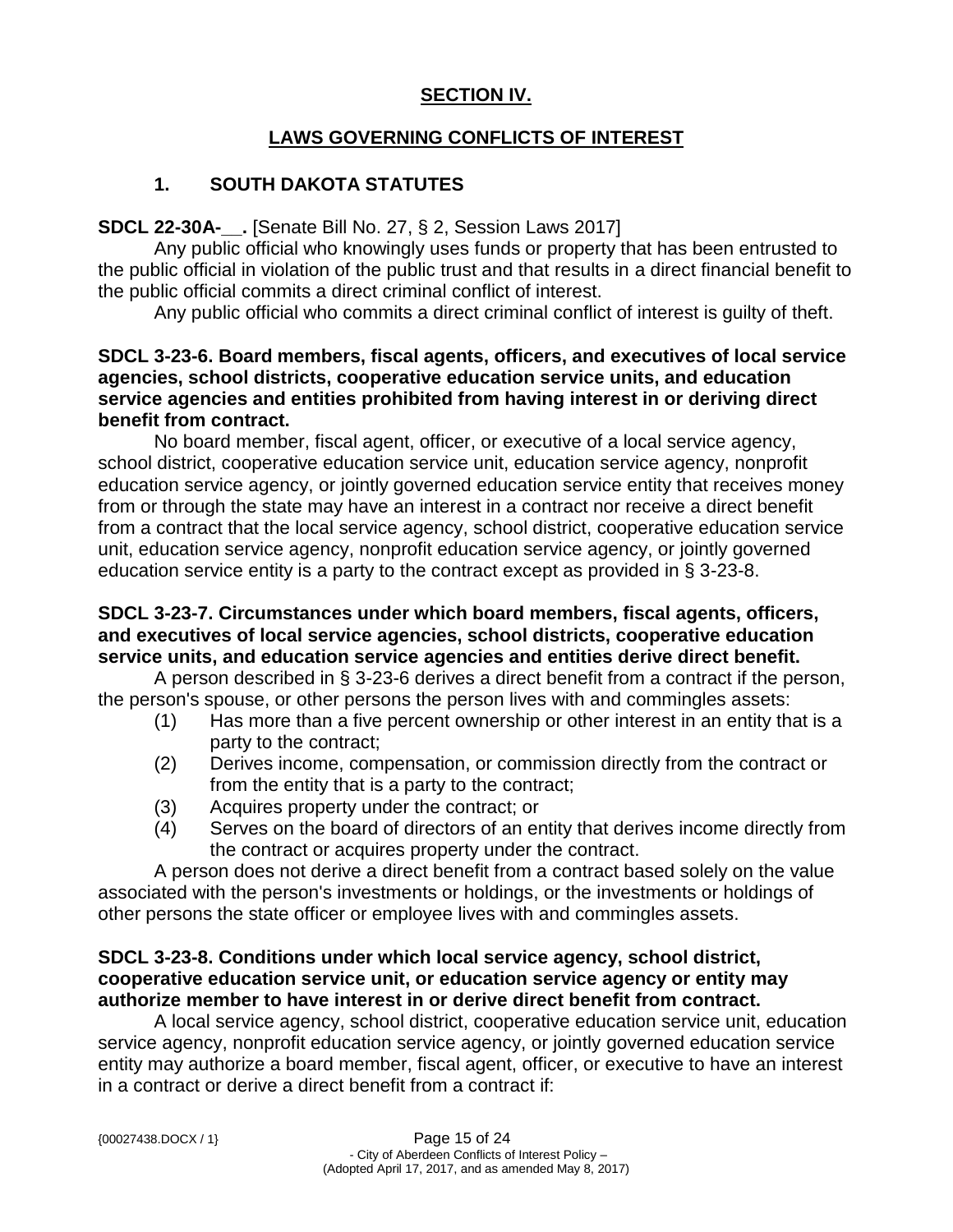## SECTION IV.

## LAWS GOVERNING CONFLICTS OF INTEREST

### 1. SOUTH DAKOTA STATUTES

**SDCL 22-30A-__.** [Senate Bill No. 27, § 2, Session Laws 2017]

Any public official who knowingly uses funds or property that has been entrusted to the public official in violation of the public trust and that results in a direct financial benefit to the public official commits a direct criminal conflict of interest.

Any public official who commits a direct criminal conflict of interest is guilty of theft.

**SDCL 3-23-6. Board members, fiscal agents, officers, and executives of local service agencies, school districts, cooperative education service units, and education service agencies and entities prohibited from having interest in or deriving direct benefit from contract.**

No board member, fiscal agent, officer, or executive of a local service agency, school district, cooperative education service unit, education service agency, nonprofit education service agency, or jointly governed education service entity that receives money from or through the state may have an interest in a contract nor receive a direct benefit from a contract that the local service agency, school district, cooperative education service unit, education service agency, nonprofit education service agency, or jointly governed education service entity is a party to the contract except as provided in § 3-23-8.

**SDCL 3-23-7. Circumstances under which board members, fiscal agents, officers, and executives of local service agencies, school districts, cooperative education service units, and education service agencies and entities derive direct benefit.**

A person described in § 3-23-6 derives a direct benefit from a contract if the person, the person's spouse, or other persons the person lives with and commingles assets:

(1) Has more than a five percent ownership or other interest in an entity that is a party to the contract;

(2) Derives income, compensation, or commission directly from the contract or from the entity that is a party to the contract;

(3) Acquires property under the contract; or

(4) Serves on the board of directors of an entity that derives income directly from the contract or acquires property under the contract.

A person does not derive a direct benefit from a contract based solely on the value associated with the person's investments or holdings, or the investments or holdings of other persons the state officer or employee lives with and commingles assets.

**SDCL 3-23-8. Conditions under which local service agency, school district, cooperative education service unit, or education service agency or entity may authorize member to have interest in or derive direct benefit from contract.**

A local service agency, school district, cooperative education service unit, education service agency, nonprofit education service agency, or jointly governed education service entity may authorize a board member, fiscal agent, officer, or executive to have an interest in a contract or derive a direct benefit from a contract if: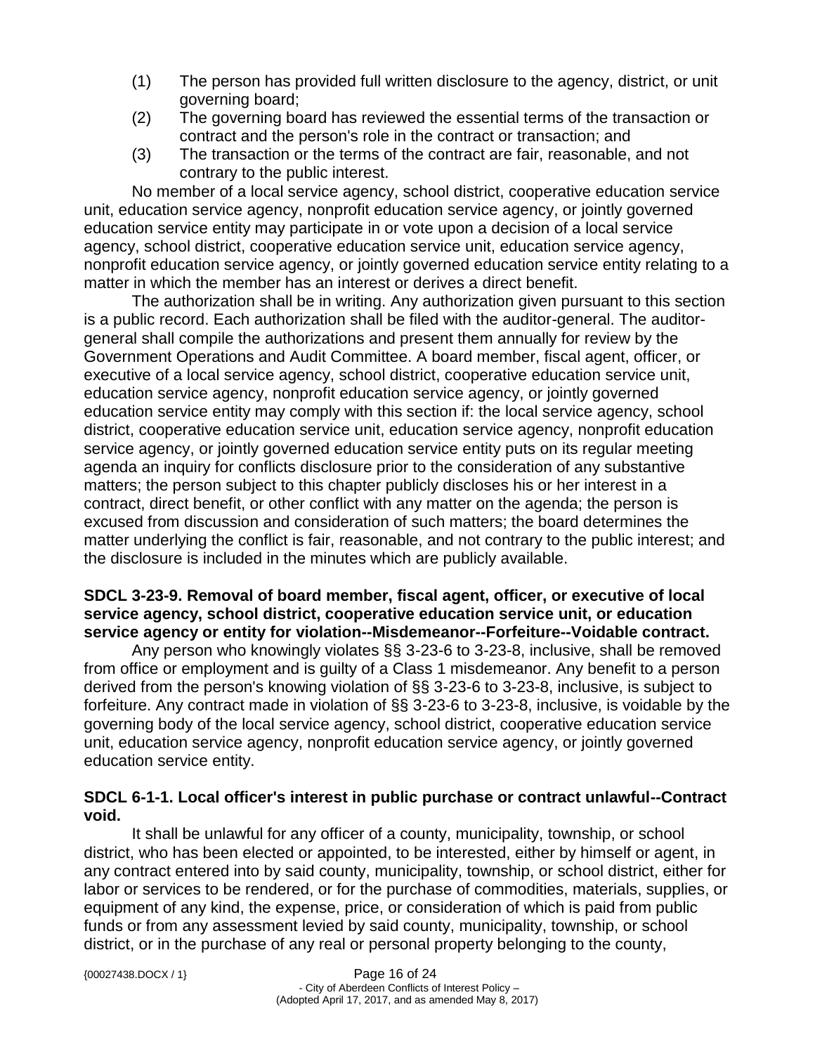(1) The person has provided full written disclosure to the agency, district, or unit governing board;
(2) The governing board has reviewed the essential terms of the transaction or contract and the person's role in the contract or transaction; and
(3) The transaction or the terms of the contract are fair, reasonable, and not contrary to the public interest.

No member of a local service agency, school district, cooperative education service unit, education service agency, nonprofit education service agency, or jointly governed education service entity may participate in or vote upon a decision of a local service agency, school district, cooperative education service unit, education service agency, nonprofit education service agency, or jointly governed education service entity relating to a matter in which the member has an interest or derives a direct benefit.

The authorization shall be in writing. Any authorization given pursuant to this section is a public record. Each authorization shall be filed with the auditor-general. The auditor-general shall compile the authorizations and present them annually for review by the Government Operations and Audit Committee. A board member, fiscal agent, officer, or executive of a local service agency, school district, cooperative education service unit, education service agency, nonprofit education service agency, or jointly governed education service entity may comply with this section if: the local service agency, school district, cooperative education service unit, education service agency, nonprofit education service agency, or jointly governed education service entity puts on its regular meeting agenda an inquiry for conflicts disclosure prior to the consideration of any substantive matters; the person subject to this chapter publicly discloses his or her interest in a contract, direct benefit, or other conflict with any matter on the agenda; the person is excused from discussion and consideration of such matters; the board determines the matter underlying the conflict is fair, reasonable, and not contrary to the public interest; and the disclosure is included in the minutes which are publicly available.

**SDCL 3-23-9. Removal of board member, fiscal agent, officer, or executive of local service agency, school district, cooperative education service unit, or education service agency or entity for violation--Misdemeanor--Forfeiture--Voidable contract.**

Any person who knowingly violates §§ 3-23-6 to 3-23-8, inclusive, shall be removed from office or employment and is guilty of a Class 1 misdemeanor. Any benefit to a person derived from the person's knowing violation of §§ 3-23-6 to 3-23-8, inclusive, is subject to forfeiture. Any contract made in violation of §§ 3-23-6 to 3-23-8, inclusive, is voidable by the governing body of the local service agency, school district, cooperative education service unit, education service agency, nonprofit education service agency, or jointly governed education service entity.

**SDCL 6-1-1. Local officer's interest in public purchase or contract unlawful--Contract void.**

It shall be unlawful for any officer of a county, municipality, township, or school district, who has been elected or appointed, to be interested, either by himself or agent, in any contract entered into by said county, municipality, township, or school district, either for labor or services to be rendered, or for the purchase of commodities, materials, supplies, or equipment of any kind, the expense, price, or consideration of which is paid from public funds or from any assessment levied by said county, municipality, township, or school district, or in the purchase of any real or personal property belonging to the county,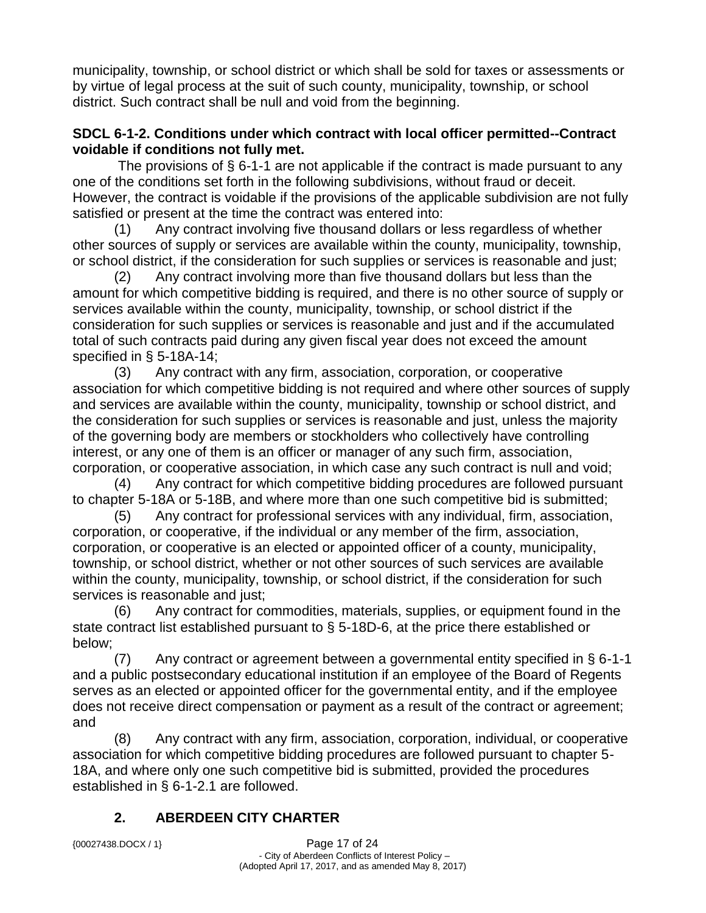municipality, township, or school district or which shall be sold for taxes or assessments or by virtue of legal process at the suit of such county, municipality, township, or school district. Such contract shall be null and void from the beginning.

**SDCL 6-1-2. Conditions under which contract with local officer permitted--Contract voidable if conditions not fully met.**

The provisions of § 6-1-1 are not applicable if the contract is made pursuant to any one of the conditions set forth in the following subdivisions, without fraud or deceit. However, the contract is voidable if the provisions of the applicable subdivision are not fully satisfied or present at the time the contract was entered into:

(1) Any contract involving five thousand dollars or less regardless of whether other sources of supply or services are available within the county, municipality, township, or school district, if the consideration for such supplies or services is reasonable and just;

(2) Any contract involving more than five thousand dollars but less than the amount for which competitive bidding is required, and there is no other source of supply or services available within the county, municipality, township, or school district if the consideration for such supplies or services is reasonable and just and if the accumulated total of such contracts paid during any given fiscal year does not exceed the amount specified in § 5-18A-14;

(3) Any contract with any firm, association, corporation, or cooperative association for which competitive bidding is not required and where other sources of supply and services are available within the county, municipality, township or school district, and the consideration for such supplies or services is reasonable and just, unless the majority of the governing body are members or stockholders who collectively have controlling interest, or any one of them is an officer or manager of any such firm, association, corporation, or cooperative association, in which case any such contract is null and void;

(4) Any contract for which competitive bidding procedures are followed pursuant to chapter 5-18A or 5-18B, and where more than one such competitive bid is submitted;

(5) Any contract for professional services with any individual, firm, association, corporation, or cooperative, if the individual or any member of the firm, association, corporation, or cooperative is an elected or appointed officer of a county, municipality, township, or school district, whether or not other sources of such services are available within the county, municipality, township, or school district, if the consideration for such services is reasonable and just;

(6) Any contract for commodities, materials, supplies, or equipment found in the state contract list established pursuant to § 5-18D-6, at the price there established or below;

(7) Any contract or agreement between a governmental entity specified in § 6-1-1 and a public postsecondary educational institution if an employee of the Board of Regents serves as an elected or appointed officer for the governmental entity, and if the employee does not receive direct compensation or payment as a result of the contract or agreement; and

(8) Any contract with any firm, association, corporation, individual, or cooperative association for which competitive bidding procedures are followed pursuant to chapter 5-18A, and where only one such competitive bid is submitted, provided the procedures established in § 6-1-2.1 are followed.

## 2. ABERDEEN CITY CHARTER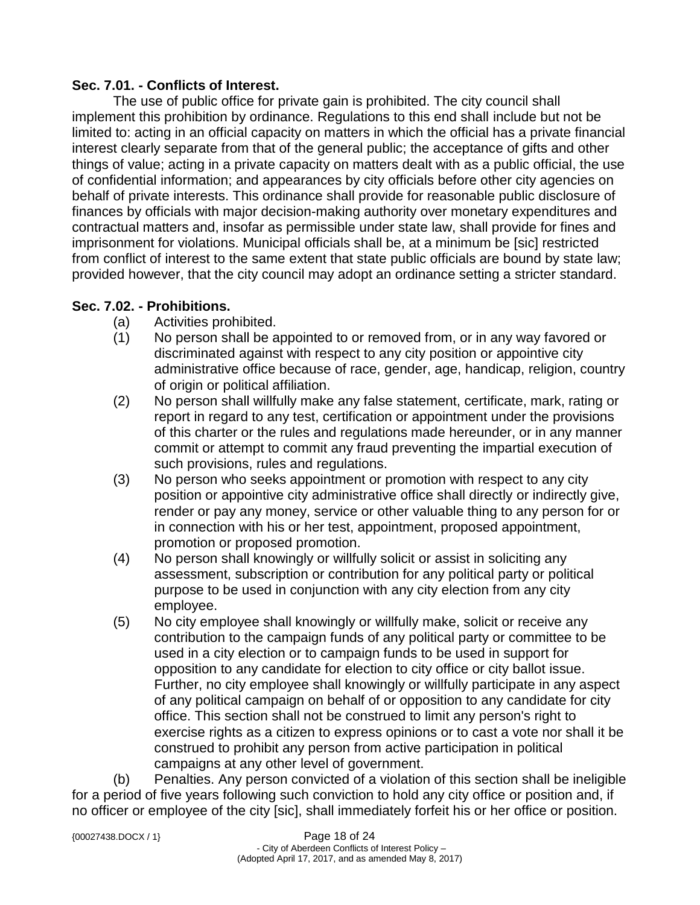**Sec. 7.01. - Conflicts of Interest.**

The use of public office for private gain is prohibited. The city council shall implement this prohibition by ordinance. Regulations to this end shall include but not be limited to: acting in an official capacity on matters in which the official has a private financial interest clearly separate from that of the general public; the acceptance of gifts and other things of value; acting in a private capacity on matters dealt with as a public official, the use of confidential information; and appearances by city officials before other city agencies on behalf of private interests. This ordinance shall provide for reasonable public disclosure of finances by officials with major decision-making authority over monetary expenditures and contractual matters and, insofar as permissible under state law, shall provide for fines and imprisonment for violations. Municipal officials shall be, at a minimum be [sic] restricted from conflict of interest to the same extent that state public officials are bound by state law; provided however, that the city council may adopt an ordinance setting a stricter standard.

**Sec. 7.02. - Prohibitions.**

(a) Activities prohibited.

(1) No person shall be appointed to or removed from, or in any way favored or discriminated against with respect to any city position or appointive city administrative office because of race, gender, age, handicap, religion, country of origin or political affiliation.

(2) No person shall willfully make any false statement, certificate, mark, rating or report in regard to any test, certification or appointment under the provisions of this charter or the rules and regulations made hereunder, or in any manner commit or attempt to commit any fraud preventing the impartial execution of such provisions, rules and regulations.

(3) No person who seeks appointment or promotion with respect to any city position or appointive city administrative office shall directly or indirectly give, render or pay any money, service or other valuable thing to any person for or in connection with his or her test, appointment, proposed appointment, promotion or proposed promotion.

(4) No person shall knowingly or willfully solicit or assist in soliciting any assessment, subscription or contribution for any political party or political purpose to be used in conjunction with any city election from any city employee.

(5) No city employee shall knowingly or willfully make, solicit or receive any contribution to the campaign funds of any political party or committee to be used in a city election or to campaign funds to be used in support for opposition to any candidate for election to city office or city ballot issue. Further, no city employee shall knowingly or willfully participate in any aspect of any political campaign on behalf of or opposition to any candidate for city office. This section shall not be construed to limit any person's right to exercise rights as a citizen to express opinions or to cast a vote nor shall it be construed to prohibit any person from active participation in political campaigns at any other level of government.

(b) Penalties. Any person convicted of a violation of this section shall be ineligible for a period of five years following such conviction to hold any city office or position and, if no officer or employee of the city [sic], shall immediately forfeit his or her office or position.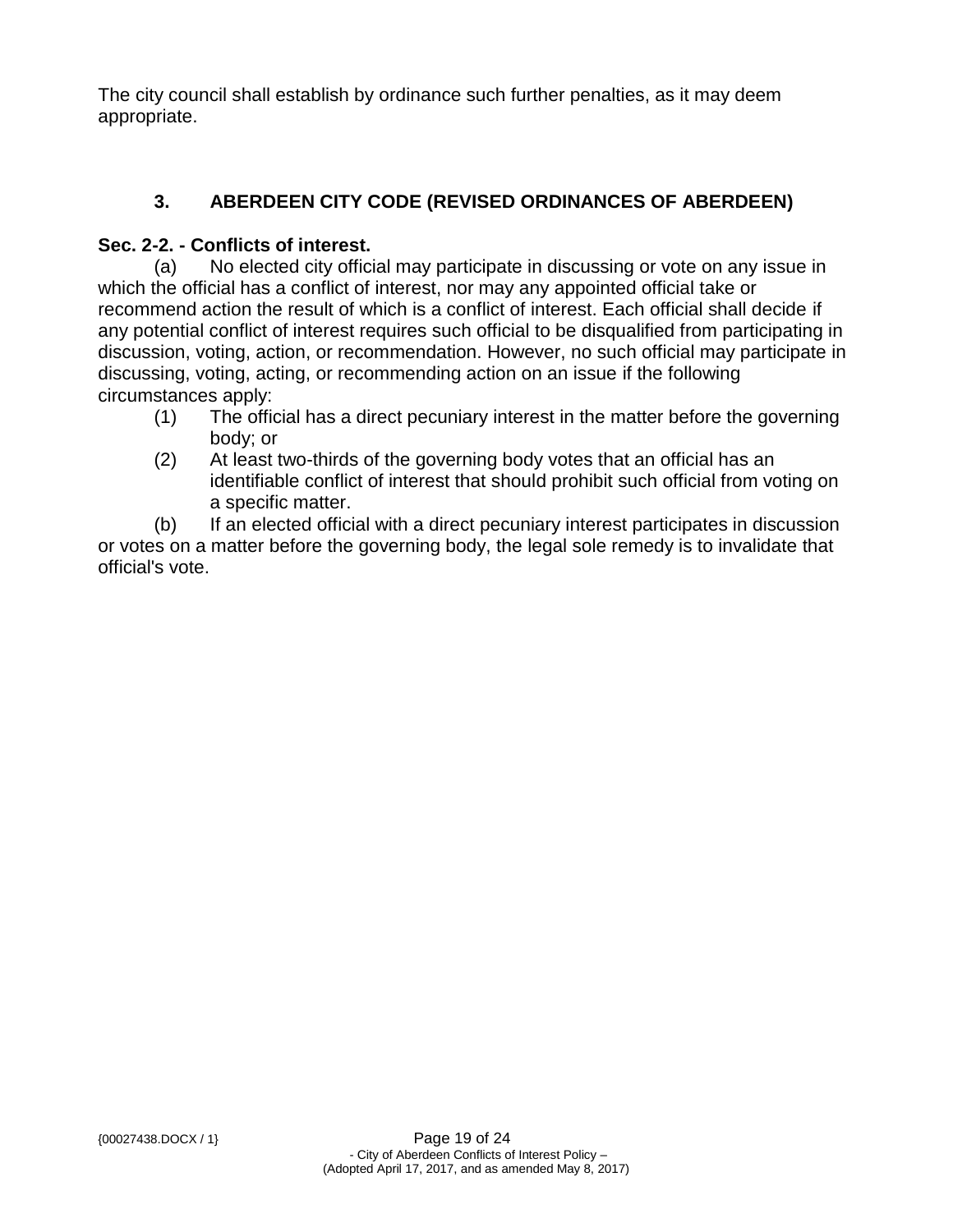The city council shall establish by ordinance such further penalties, as it may deem appropriate.

## 3. ABERDEEN CITY CODE (REVISED ORDINANCES OF ABERDEEN)

**Sec. 2-2. - Conflicts of interest.**

(a) No elected city official may participate in discussing or vote on any issue in which the official has a conflict of interest, nor may any appointed official take or recommend action the result of which is a conflict of interest. Each official shall decide if any potential conflict of interest requires such official to be disqualified from participating in discussion, voting, action, or recommendation. However, no such official may participate in discussing, voting, acting, or recommending action on an issue if the following circumstances apply:

(1) The official has a direct pecuniary interest in the matter before the governing body; or

(2) At least two-thirds of the governing body votes that an official has an identifiable conflict of interest that should prohibit such official from voting on a specific matter.

(b) If an elected official with a direct pecuniary interest participates in discussion or votes on a matter before the governing body, the legal sole remedy is to invalidate that official's vote.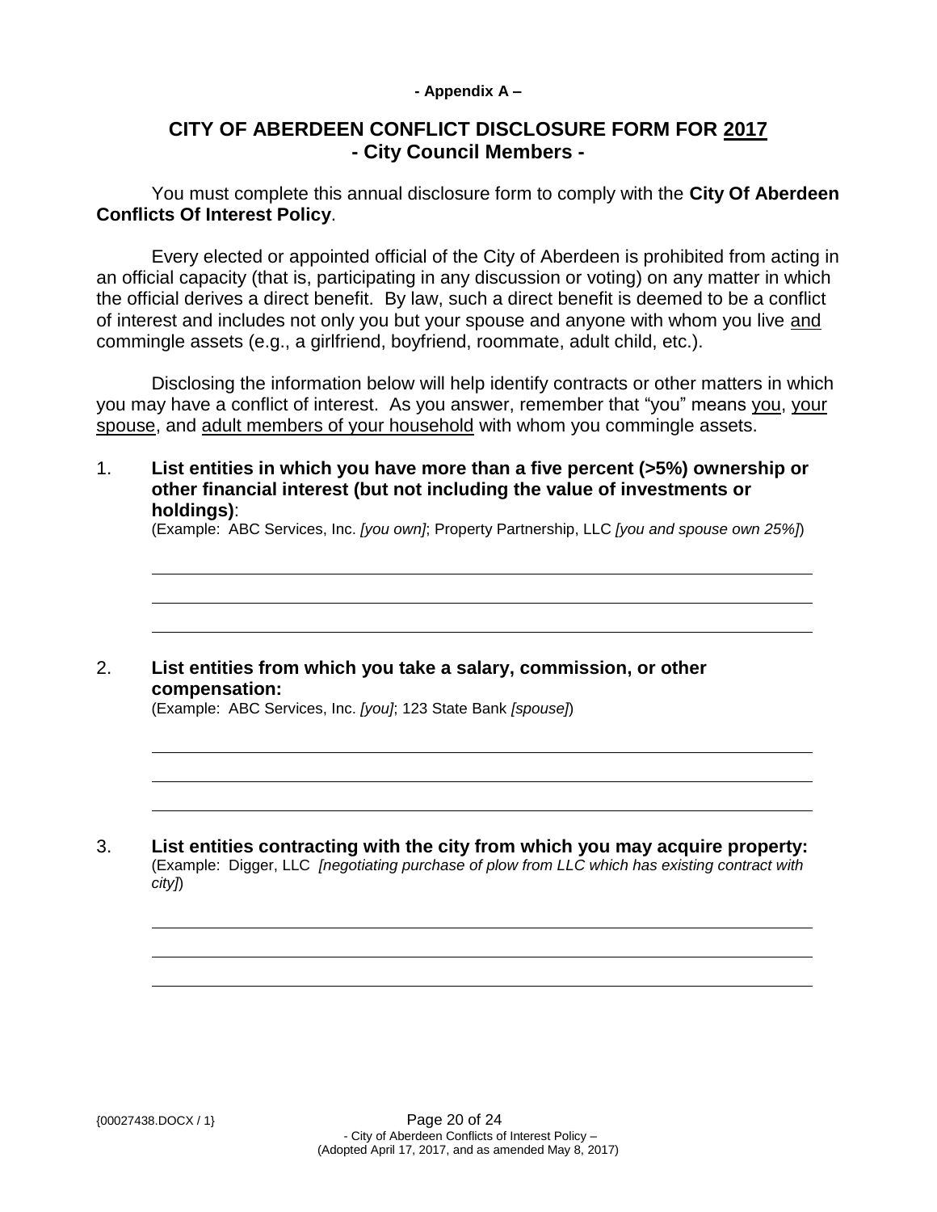**- Appendix A –**

# CITY OF ABERDEEN CONFLICT DISCLOSURE FORM FOR <u>2017</u>
## - City Council Members -

You must complete this annual disclosure form to comply with the **City Of Aberdeen Conflicts Of Interest Policy**.

Every elected or appointed official of the City of Aberdeen is prohibited from acting in an official capacity (that is, participating in any discussion or voting) on any matter in which the official derives a direct benefit. By law, such a direct benefit is deemed to be a conflict of interest and includes not only you but your spouse and anyone with whom you live <u>and</u> commingle assets (e.g., a girlfriend, boyfriend, roommate, adult child, etc.).

Disclosing the information below will help identify contracts or other matters in which you may have a conflict of interest. As you answer, remember that "you" means <u>you</u>, <u>your spouse</u>, and <u>adult members of your household</u> with whom you commingle assets.

1. **List entities in which you have more than a five percent (>5%) ownership or other financial interest (but not including the value of investments or holdings)**:
   (Example: ABC Services, Inc. *[you own]*; Property Partnership, LLC *[you and spouse own 25%]*)

   \_\_\_\_\_\_\_\_\_\_\_\_\_\_\_\_\_\_\_\_\_\_\_\_\_\_\_\_\_\_\_\_\_\_\_\_\_\_\_\_\_\_\_\_\_\_\_\_\_\_\_\_\_\_\_\_\_\_\_\_

   \_\_\_\_\_\_\_\_\_\_\_\_\_\_\_\_\_\_\_\_\_\_\_\_\_\_\_\_\_\_\_\_\_\_\_\_\_\_\_\_\_\_\_\_\_\_\_\_\_\_\_\_\_\_\_\_\_\_\_\_

   \_\_\_\_\_\_\_\_\_\_\_\_\_\_\_\_\_\_\_\_\_\_\_\_\_\_\_\_\_\_\_\_\_\_\_\_\_\_\_\_\_\_\_\_\_\_\_\_\_\_\_\_\_\_\_\_\_\_\_\_

2. **List entities from which you take a salary, commission, or other compensation:**
   (Example: ABC Services, Inc. *[you]*; 123 State Bank *[spouse]*)

   \_\_\_\_\_\_\_\_\_\_\_\_\_\_\_\_\_\_\_\_\_\_\_\_\_\_\_\_\_\_\_\_\_\_\_\_\_\_\_\_\_\_\_\_\_\_\_\_\_\_\_\_\_\_\_\_\_\_\_\_

   \_\_\_\_\_\_\_\_\_\_\_\_\_\_\_\_\_\_\_\_\_\_\_\_\_\_\_\_\_\_\_\_\_\_\_\_\_\_\_\_\_\_\_\_\_\_\_\_\_\_\_\_\_\_\_\_\_\_\_\_

   \_\_\_\_\_\_\_\_\_\_\_\_\_\_\_\_\_\_\_\_\_\_\_\_\_\_\_\_\_\_\_\_\_\_\_\_\_\_\_\_\_\_\_\_\_\_\_\_\_\_\_\_\_\_\_\_\_\_\_\_

3. **List entities contracting with the city from which you may acquire property:**
   (Example: Digger, LLC *[negotiating purchase of plow from LLC which has existing contract with city]*)

   \_\_\_\_\_\_\_\_\_\_\_\_\_\_\_\_\_\_\_\_\_\_\_\_\_\_\_\_\_\_\_\_\_\_\_\_\_\_\_\_\_\_\_\_\_\_\_\_\_\_\_\_\_\_\_\_\_\_\_\_

   \_\_\_\_\_\_\_\_\_\_\_\_\_\_\_\_\_\_\_\_\_\_\_\_\_\_\_\_\_\_\_\_\_\_\_\_\_\_\_\_\_\_\_\_\_\_\_\_\_\_\_\_\_\_\_\_\_\_\_\_

   \_\_\_\_\_\_\_\_\_\_\_\_\_\_\_\_\_\_\_\_\_\_\_\_\_\_\_\_\_\_\_\_\_\_\_\_\_\_\_\_\_\_\_\_\_\_\_\_\_\_\_\_\_\_\_\_\_\_\_\_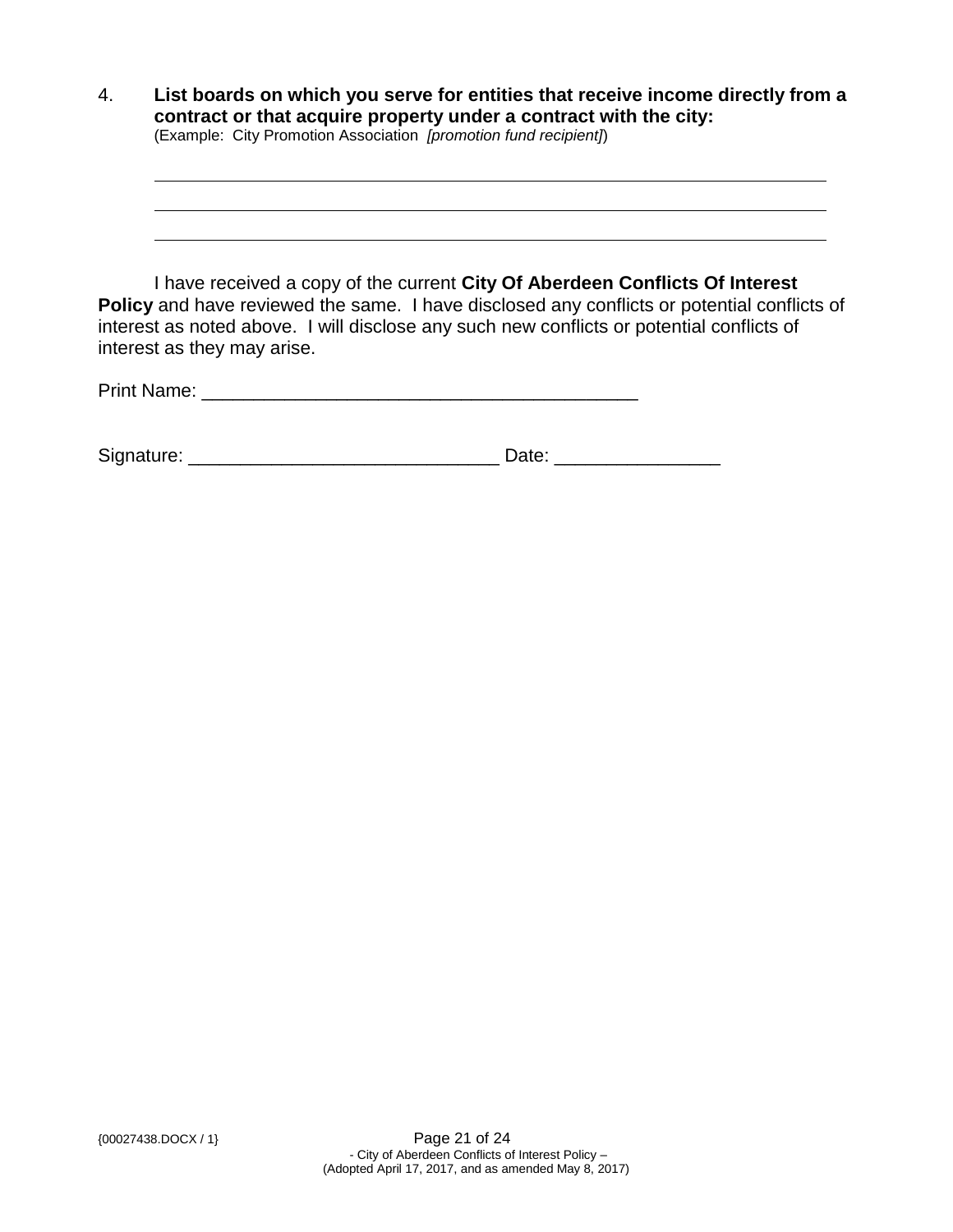4. **List boards on which you serve for entities that receive income directly from a contract or that acquire property under a contract with the city:**
(Example: City Promotion Association *[promotion fund recipient]*)

___________________________________________________________________________

___________________________________________________________________________

___________________________________________________________________________

I have received a copy of the current **City Of Aberdeen Conflicts Of Interest Policy** and have reviewed the same. I have disclosed any conflicts or potential conflicts of interest as noted above. I will disclose any such new conflicts or potential conflicts of interest as they may arise.

Print Name: ________________________________________

Signature: ______________________________ Date: ________________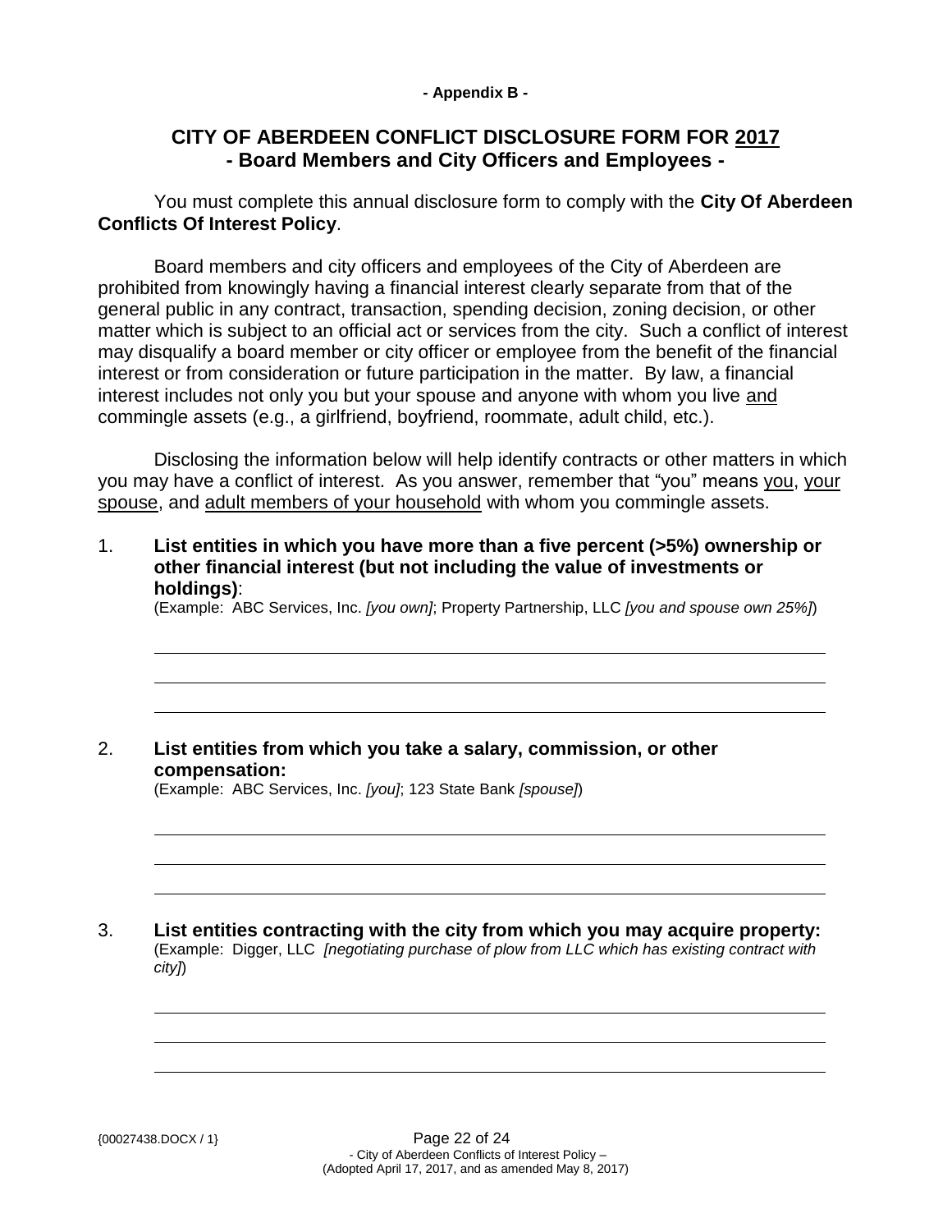**- Appendix B -**

# CITY OF ABERDEEN CONFLICT DISCLOSURE FORM FOR 2017
## - Board Members and City Officers and Employees -

You must complete this annual disclosure form to comply with the **City Of Aberdeen Conflicts Of Interest Policy**.

Board members and city officers and employees of the City of Aberdeen are prohibited from knowingly having a financial interest clearly separate from that of the general public in any contract, transaction, spending decision, zoning decision, or other matter which is subject to an official act or services from the city. Such a conflict of interest may disqualify a board member or city officer or employee from the benefit of the financial interest or from consideration or future participation in the matter. By law, a financial interest includes not only you but your spouse and anyone with whom you live and commingle assets (e.g., a girlfriend, boyfriend, roommate, adult child, etc.).

Disclosing the information below will help identify contracts or other matters in which you may have a conflict of interest. As you answer, remember that "you" means you, your spouse, and adult members of your household with whom you commingle assets.

1. **List entities in which you have more than a five percent (>5%) ownership or other financial interest (but not including the value of investments or holdings)**:
   (Example: ABC Services, Inc. *[you own]*; Property Partnership, LLC *[you and spouse own 25%]*)

   \_\_\_\_\_\_\_\_\_\_\_\_\_\_\_\_\_\_\_\_\_\_\_\_\_\_\_\_\_\_\_\_\_\_\_\_\_\_\_\_\_\_\_\_\_\_\_\_\_\_\_\_\_\_\_\_

   \_\_\_\_\_\_\_\_\_\_\_\_\_\_\_\_\_\_\_\_\_\_\_\_\_\_\_\_\_\_\_\_\_\_\_\_\_\_\_\_\_\_\_\_\_\_\_\_\_\_\_\_\_\_\_\_

   \_\_\_\_\_\_\_\_\_\_\_\_\_\_\_\_\_\_\_\_\_\_\_\_\_\_\_\_\_\_\_\_\_\_\_\_\_\_\_\_\_\_\_\_\_\_\_\_\_\_\_\_\_\_\_\_

2. **List entities from which you take a salary, commission, or other compensation:**
   (Example: ABC Services, Inc. *[you]*; 123 State Bank *[spouse]*)

   \_\_\_\_\_\_\_\_\_\_\_\_\_\_\_\_\_\_\_\_\_\_\_\_\_\_\_\_\_\_\_\_\_\_\_\_\_\_\_\_\_\_\_\_\_\_\_\_\_\_\_\_\_\_\_\_

   \_\_\_\_\_\_\_\_\_\_\_\_\_\_\_\_\_\_\_\_\_\_\_\_\_\_\_\_\_\_\_\_\_\_\_\_\_\_\_\_\_\_\_\_\_\_\_\_\_\_\_\_\_\_\_\_

   \_\_\_\_\_\_\_\_\_\_\_\_\_\_\_\_\_\_\_\_\_\_\_\_\_\_\_\_\_\_\_\_\_\_\_\_\_\_\_\_\_\_\_\_\_\_\_\_\_\_\_\_\_\_\_\_

3. **List entities contracting with the city from which you may acquire property:**
   (Example: Digger, LLC *[negotiating purchase of plow from LLC which has existing contract with city]*)

   \_\_\_\_\_\_\_\_\_\_\_\_\_\_\_\_\_\_\_\_\_\_\_\_\_\_\_\_\_\_\_\_\_\_\_\_\_\_\_\_\_\_\_\_\_\_\_\_\_\_\_\_\_\_\_\_

   \_\_\_\_\_\_\_\_\_\_\_\_\_\_\_\_\_\_\_\_\_\_\_\_\_\_\_\_\_\_\_\_\_\_\_\_\_\_\_\_\_\_\_\_\_\_\_\_\_\_\_\_\_\_\_\_

   \_\_\_\_\_\_\_\_\_\_\_\_\_\_\_\_\_\_\_\_\_\_\_\_\_\_\_\_\_\_\_\_\_\_\_\_\_\_\_\_\_\_\_\_\_\_\_\_\_\_\_\_\_\_\_\_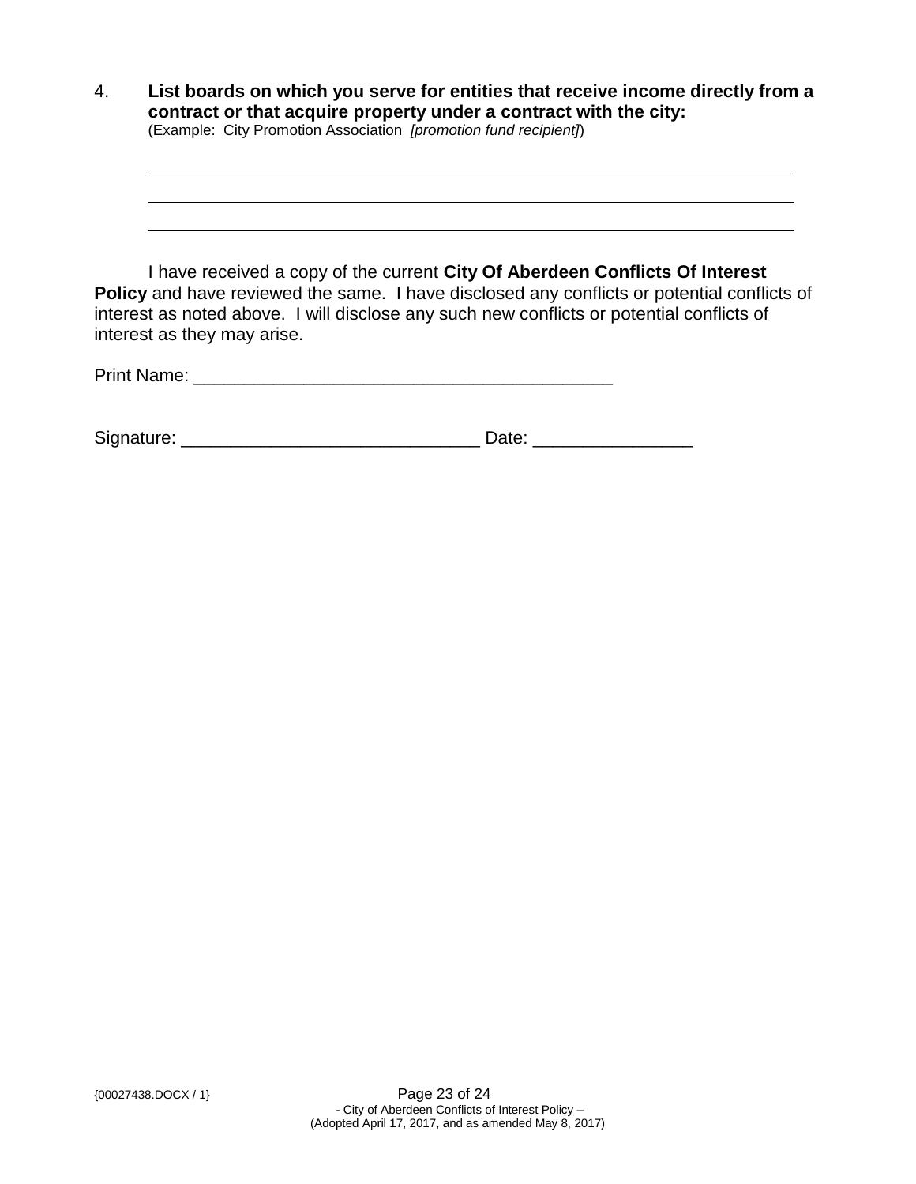4. **List boards on which you serve for entities that receive income directly from a contract or that acquire property under a contract with the city:**
(Example: City Promotion Association *[promotion fund recipient]*)

\_\_\_\_\_\_\_\_\_\_\_\_\_\_\_\_\_\_\_\_\_\_\_\_\_\_\_\_\_\_\_\_\_\_\_\_\_\_\_\_\_\_\_\_\_\_\_\_\_\_\_\_\_\_\_\_\_\_\_\_

\_\_\_\_\_\_\_\_\_\_\_\_\_\_\_\_\_\_\_\_\_\_\_\_\_\_\_\_\_\_\_\_\_\_\_\_\_\_\_\_\_\_\_\_\_\_\_\_\_\_\_\_\_\_\_\_\_\_\_\_

\_\_\_\_\_\_\_\_\_\_\_\_\_\_\_\_\_\_\_\_\_\_\_\_\_\_\_\_\_\_\_\_\_\_\_\_\_\_\_\_\_\_\_\_\_\_\_\_\_\_\_\_\_\_\_\_\_\_\_\_

I have received a copy of the current **City Of Aberdeen Conflicts Of Interest Policy** and have reviewed the same. I have disclosed any conflicts or potential conflicts of interest as noted above. I will disclose any such new conflicts or potential conflicts of interest as they may arise.

Print Name: \_\_\_\_\_\_\_\_\_\_\_\_\_\_\_\_\_\_\_\_\_\_\_\_\_\_\_\_\_\_\_\_\_\_\_\_\_\_\_\_\_\_

Signature: \_\_\_\_\_\_\_\_\_\_\_\_\_\_\_\_\_\_\_\_\_\_\_\_\_\_\_\_\_\_ Date: \_\_\_\_\_\_\_\_\_\_\_\_\_\_\_\_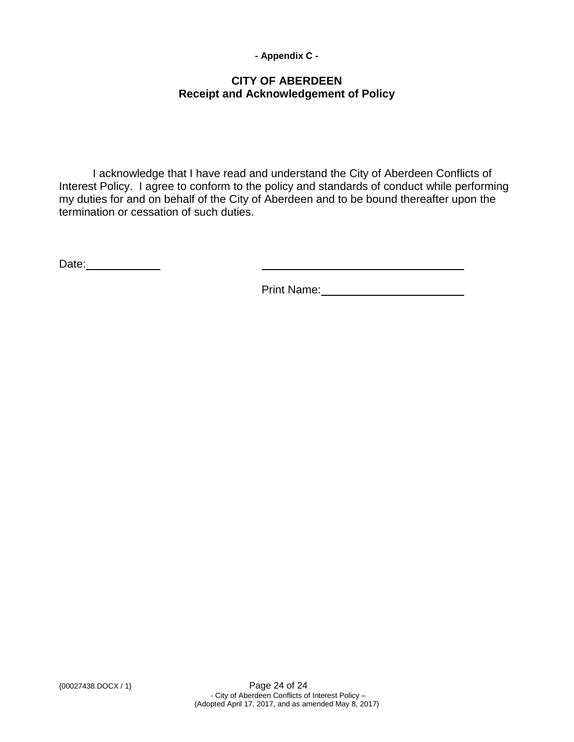**- Appendix C -**

## CITY OF ABERDEEN
## Receipt and Acknowledgement of Policy

I acknowledge that I have read and understand the City of Aberdeen Conflicts of Interest Policy. I agree to conform to the policy and standards of conduct while performing my duties for and on behalf of the City of Aberdeen and to be bound thereafter upon the termination or cessation of such duties.

Date:\_\_\_\_\_\_\_\_\_\_\_\_ \_\_\_\_\_\_\_\_\_\_\_\_\_\_\_\_\_\_\_\_\_\_\_\_\_\_\_\_\_\_\_\_

Print Name:\_\_\_\_\_\_\_\_\_\_\_\_\_\_\_\_\_\_\_\_\_\_\_\_